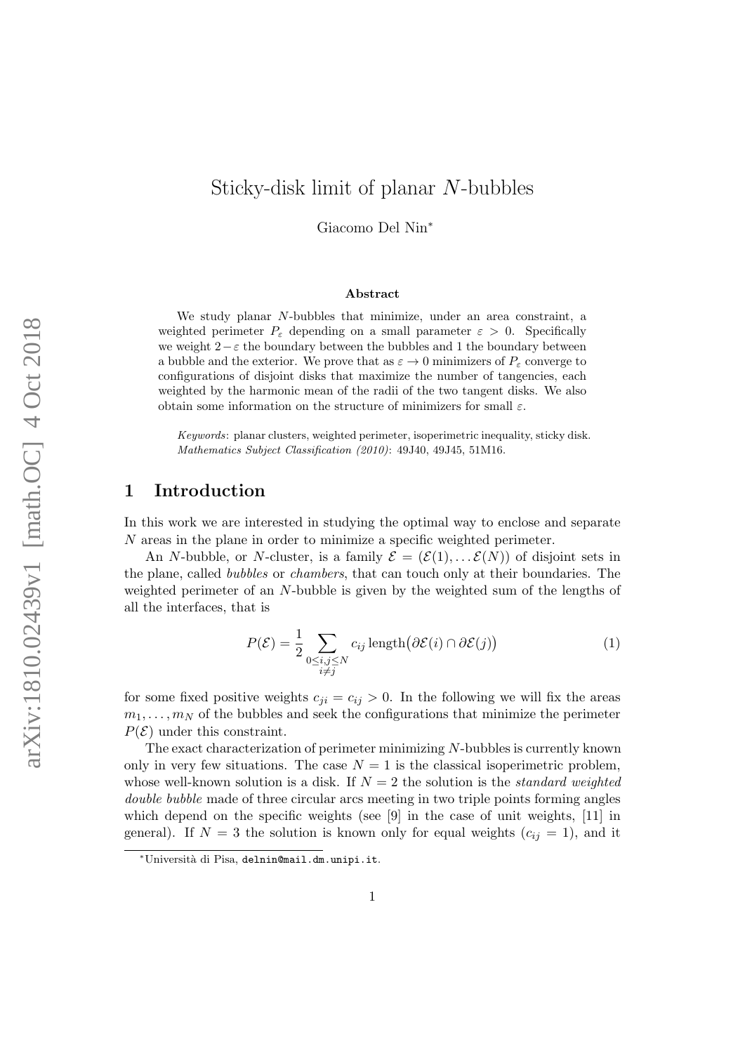# Sticky-disk limit of planar $N$-bubbles

Giacomo Del Nin*

### Abstract

We study planar $N$-bubbles that minimize, under an area constraint, a weighted perimeter $P_\varepsilon$ depending on a small parameter $\varepsilon > 0$. Specifically we weight $2-\varepsilon$ the boundary between the bubbles and 1 the boundary between a bubble and the exterior. We prove that as $\varepsilon \to 0$ minimizers of $P_\varepsilon$ converge to configurations of disjoint disks that maximize the number of tangencies, each weighted by the harmonic mean of the radii of the two tangent disks. We also obtain some information on the structure of minimizers for small $\varepsilon$.

*Keywords*: planar clusters, weighted perimeter, isoperimetric inequality, sticky disk.
*Mathematics Subject Classification (2010)*: 49J40, 49J45, 51M16.

## 1 Introduction

In this work we are interested in studying the optimal way to enclose and separate $N$ areas in the plane in order to minimize a specific weighted perimeter.

An $N$-bubble, or $N$-cluster, is a family $\mathcal{E} = (\mathcal{E}(1), \dots \mathcal{E}(N))$ of disjoint sets in the plane, called *bubbles* or *chambers*, that can touch only at their boundaries. The weighted perimeter of an $N$-bubble is given by the weighted sum of the lengths of all the interfaces, that is

$$P(\mathcal{E}) = \frac{1}{2} \sum_{\substack{0 \leq i,j \leq N \\ i \neq j}} c_{ij} \, \text{length}\big(\partial \mathcal{E}(i) \cap \partial \mathcal{E}(j)\big) \tag{1}$$

for some fixed positive weights $c_{ji} = c_{ij} > 0$. In the following we will fix the areas $m_1, \dots, m_N$ of the bubbles and seek the configurations that minimize the perimeter $P(\mathcal{E})$ under this constraint.

The exact characterization of perimeter minimizing $N$-bubbles is currently known only in very few situations. The case $N = 1$ is the classical isoperimetric problem, whose well-known solution is a disk. If $N = 2$ the solution is the *standard weighted double bubble* made of three circular arcs meeting in two triple points forming angles which depend on the specific weights (see [9] in the case of unit weights, [11] in general). If $N = 3$ the solution is known only for equal weights ($c_{ij} = 1$), and it

*Università di Pisa, delnin@mail.dm.unipi.it.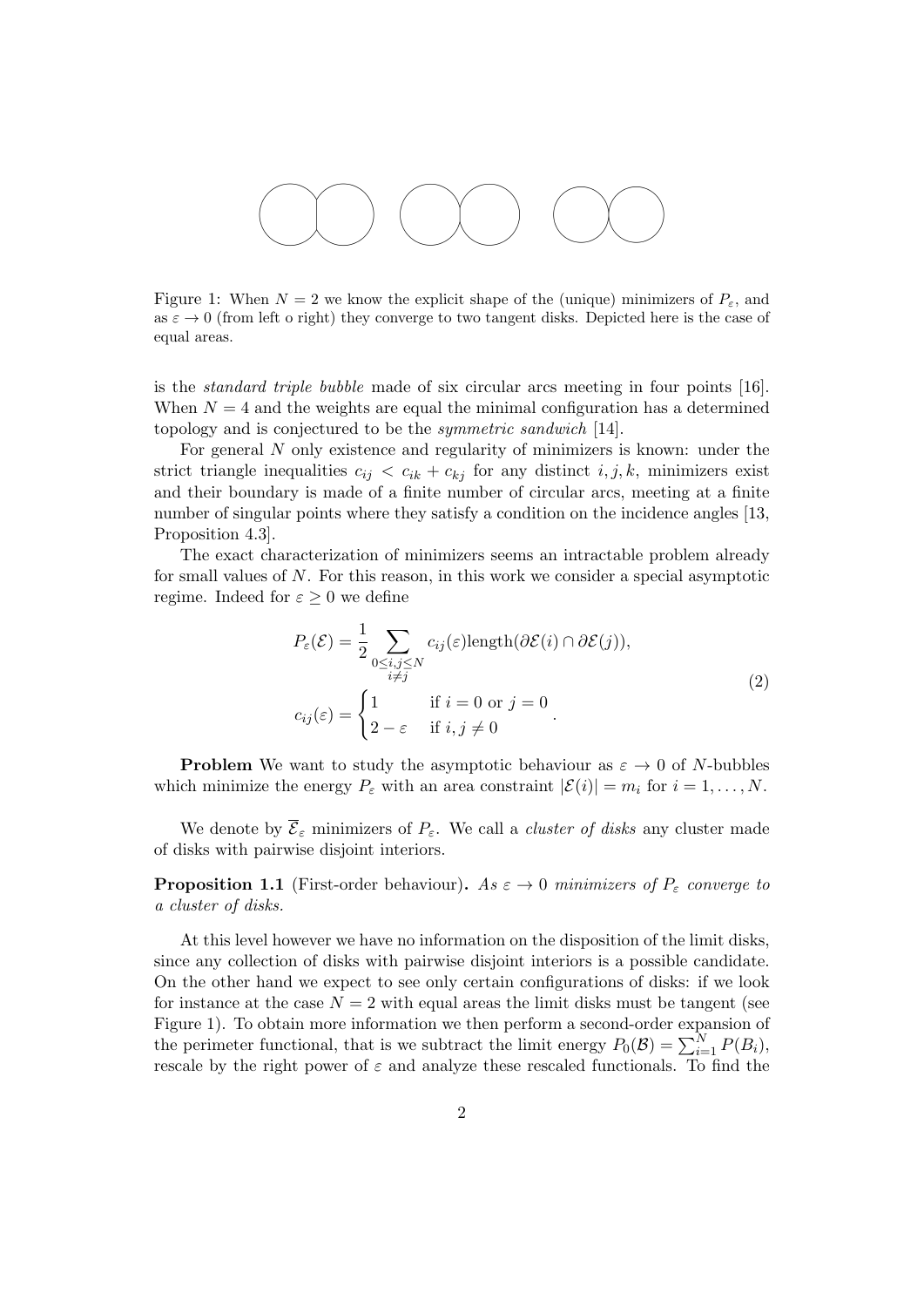Figure 1: When $N = 2$ we know the explicit shape of the (unique) minimizers of $P_\varepsilon$, and as $\varepsilon \to 0$ (from left o right) they converge to two tangent disks. Depicted here is the case of equal areas.

is the *standard triple bubble* made of six circular arcs meeting in four points [16]. When $N = 4$ and the weights are equal the minimal configuration has a determined topology and is conjectured to be the *symmetric sandwich* [14].

For general $N$ only existence and regularity of minimizers is known: under the strict triangle inequalities $c_{ij} < c_{ik} + c_{kj}$ for any distinct $i, j, k$, minimizers exist and their boundary is made of a finite number of circular arcs, meeting at a finite number of singular points where they satisfy a condition on the incidence angles [13, Proposition 4.3].

The exact characterization of minimizers seems an intractable problem already for small values of $N$. For this reason, in this work we consider a special asymptotic regime. Indeed for $\varepsilon \geq 0$ we define

$$
\begin{aligned}
P_\varepsilon(\mathcal{E}) &= \frac{1}{2} \sum_{\substack{0 \leq i,j \leq N \\ i \neq j}} c_{ij}(\varepsilon) \text{length}(\partial\mathcal{E}(i) \cap \partial\mathcal{E}(j)), \\
c_{ij}(\varepsilon) &= \begin{cases} 1 & \text{if } i = 0 \text{ or } j = 0 \\ 2 - \varepsilon & \text{if } i, j \neq 0 \end{cases}.
\end{aligned}
\tag{2}
$$

**Problem** We want to study the asymptotic behaviour as $\varepsilon \to 0$ of $N$-bubbles which minimize the energy $P_\varepsilon$ with an area constraint $|\mathcal{E}(i)| = m_i$ for $i = 1, \ldots, N$.

We denote by $\overline{\mathcal{E}}_\varepsilon$ minimizers of $P_\varepsilon$. We call a *cluster of disks* any cluster made of disks with pairwise disjoint interiors.

**Proposition 1.1** (First-order behaviour)**.** *As $\varepsilon \to 0$ minimizers of $P_\varepsilon$ converge to a cluster of disks.*

At this level however we have no information on the disposition of the limit disks, since any collection of disks with pairwise disjoint interiors is a possible candidate. On the other hand we expect to see only certain configurations of disks: if we look for instance at the case $N = 2$ with equal areas the limit disks must be tangent (see Figure 1). To obtain more information we then perform a second-order expansion of the perimeter functional, that is we subtract the limit energy $P_0(\mathcal{B}) = \sum_{i=1}^{N} P(B_i)$, rescale by the right power of $\varepsilon$ and analyze these rescaled functionals. To find the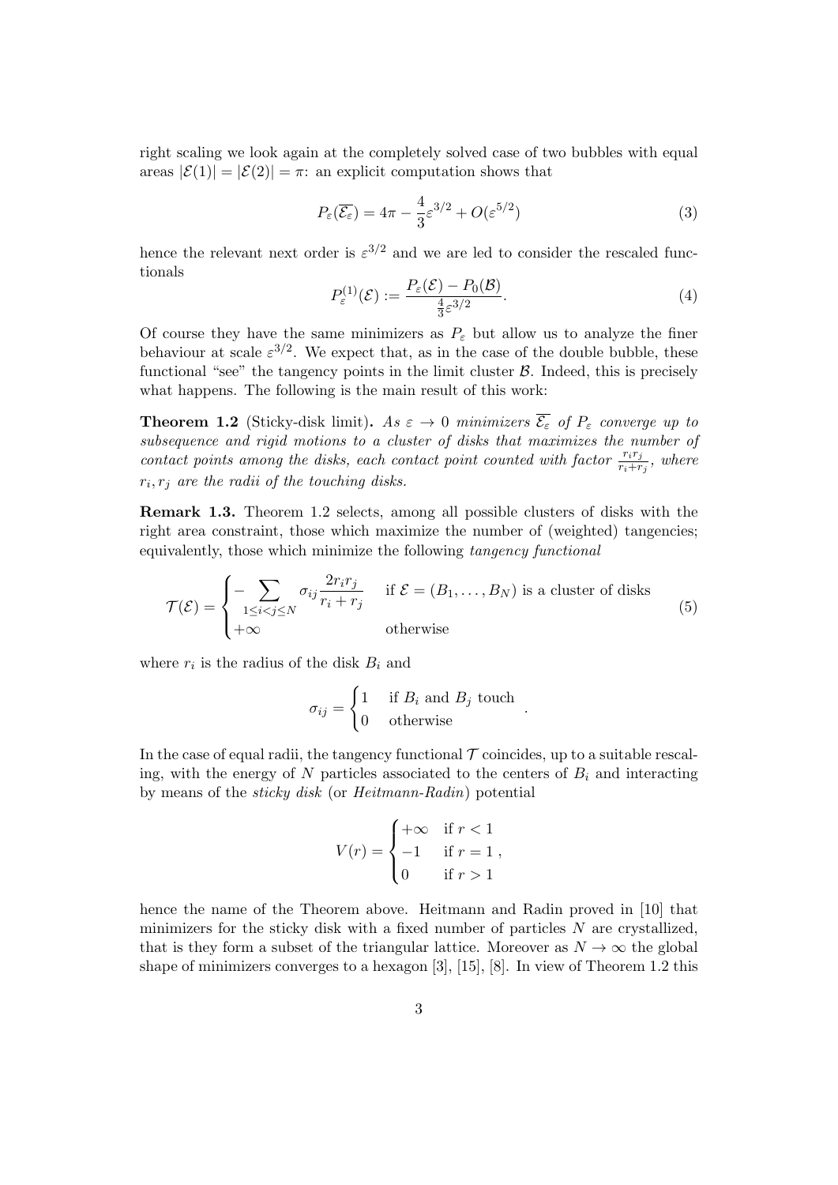right scaling we look again at the completely solved case of two bubbles with equal areas $|\mathcal{E}(1)| = |\mathcal{E}(2)| = \pi$: an explicit computation shows that

$$P_\varepsilon(\overline{\mathcal{E}_\varepsilon}) = 4\pi - \frac{4}{3}\varepsilon^{3/2} + O(\varepsilon^{5/2}) \tag{3}$$

hence the relevant next order is $\varepsilon^{3/2}$ and we are led to consider the rescaled functionals

$$P_\varepsilon^{(1)}(\mathcal{E}) := \frac{P_\varepsilon(\mathcal{E}) - P_0(\mathcal{B})}{\frac{4}{3}\varepsilon^{3/2}}. \tag{4}$$

Of course they have the same minimizers as $P_\varepsilon$ but allow us to analyze the finer behaviour at scale $\varepsilon^{3/2}$. We expect that, as in the case of the double bubble, these functional "see" the tangency points in the limit cluster $\mathcal{B}$. Indeed, this is precisely what happens. The following is the main result of this work:

**Theorem 1.2** (Sticky-disk limit)**.** *As $\varepsilon \to 0$ minimizers $\overline{\mathcal{E}_\varepsilon}$ of $P_\varepsilon$ converge up to subsequence and rigid motions to a cluster of disks that maximizes the number of contact points among the disks, each contact point counted with factor $\frac{r_i r_j}{r_i + r_j}$, where $r_i, r_j$ are the radii of the touching disks.*

**Remark 1.3.** Theorem 1.2 selects, among all possible clusters of disks with the right area constraint, those which maximize the number of (weighted) tangencies; equivalently, those which minimize the following *tangency functional*

$$\mathcal{T}(\mathcal{E}) = \begin{cases} -\displaystyle\sum_{1 \le i < j \le N} \sigma_{ij} \frac{2 r_i r_j}{r_i + r_j} & \text{if } \mathcal{E} = (B_1, \ldots, B_N) \text{ is a cluster of disks} \\ +\infty & \text{otherwise} \end{cases} \tag{5}$$

where $r_i$ is the radius of the disk $B_i$ and

$$\sigma_{ij} = \begin{cases} 1 & \text{if } B_i \text{ and } B_j \text{ touch} \\ 0 & \text{otherwise} \end{cases}.$$

In the case of equal radii, the tangency functional $\mathcal{T}$ coincides, up to a suitable rescaling, with the energy of $N$ particles associated to the centers of $B_i$ and interacting by means of the *sticky disk* (or *Heitmann-Radin*) potential

$$V(r) = \begin{cases} +\infty & \text{if } r < 1 \\ -1 & \text{if } r = 1 \\ 0 & \text{if } r > 1 \end{cases},$$

hence the name of the Theorem above. Heitmann and Radin proved in [10] that minimizers for the sticky disk with a fixed number of particles $N$ are crystallized, that is they form a subset of the triangular lattice. Moreover as $N \to \infty$ the global shape of minimizers converges to a hexagon [3], [15], [8]. In view of Theorem 1.2 this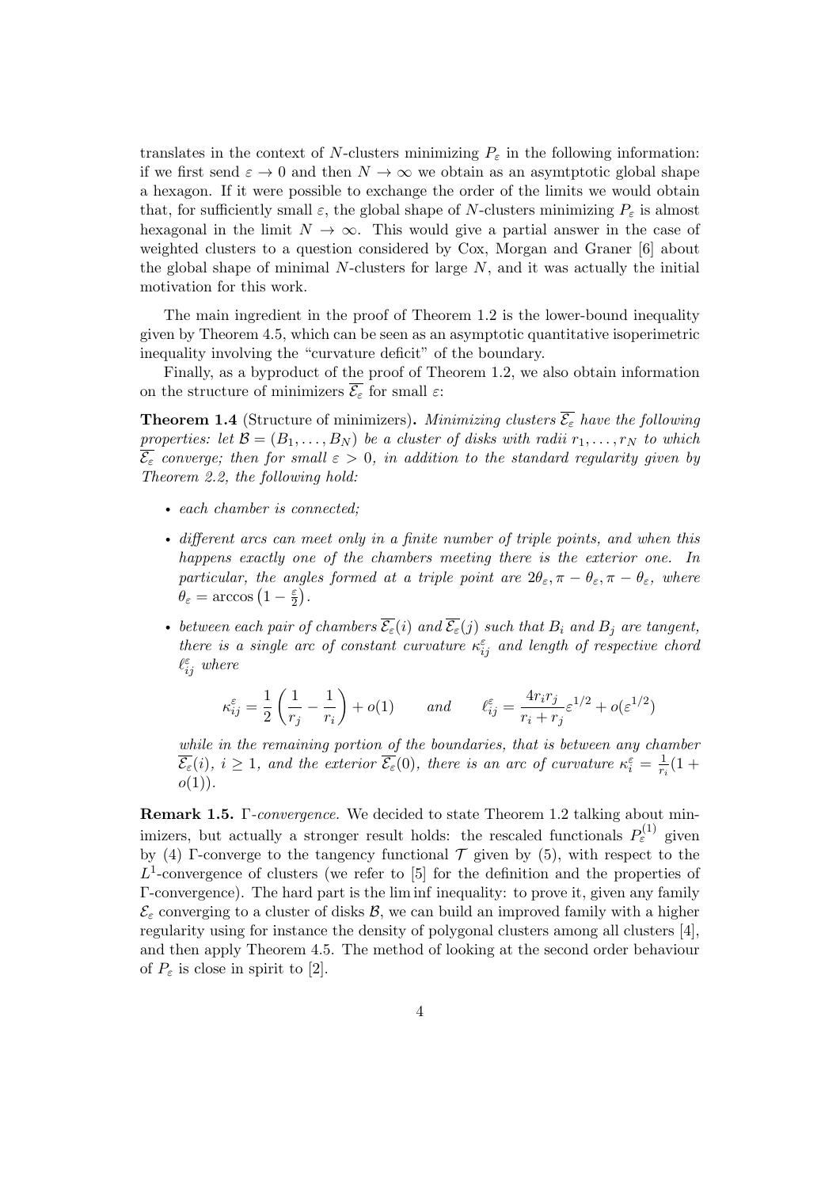translates in the context of $N$-clusters minimizing $P_\varepsilon$ in the following information: if we first send $\varepsilon \to 0$ and then $N \to \infty$ we obtain as an asymtptotic global shape a hexagon. If it were possible to exchange the order of the limits we would obtain that, for sufficiently small $\varepsilon$, the global shape of $N$-clusters minimizing $P_\varepsilon$ is almost hexagonal in the limit $N \to \infty$. This would give a partial answer in the case of weighted clusters to a question considered by Cox, Morgan and Graner [6] about the global shape of minimal $N$-clusters for large $N$, and it was actually the initial motivation for this work.

The main ingredient in the proof of Theorem 1.2 is the lower-bound inequality given by Theorem 4.5, which can be seen as an asymptotic quantitative isoperimetric inequality involving the "curvature deficit" of the boundary.

Finally, as a byproduct of the proof of Theorem 1.2, we also obtain information on the structure of minimizers $\overline{\mathcal{E}_\varepsilon}$ for small $\varepsilon$:

**Theorem 1.4** (Structure of minimizers)**.** *Minimizing clusters $\overline{\mathcal{E}_\varepsilon}$ have the following properties: let $\mathcal{B} = (B_1, \ldots, B_N)$ be a cluster of disks with radii $r_1, \ldots, r_N$ to which $\overline{\mathcal{E}_\varepsilon}$ converge; then for small $\varepsilon > 0$, in addition to the standard regularity given by Theorem 2.2, the following hold:*

- *each chamber is connected;*
- *different arcs can meet only in a finite number of triple points, and when this happens exactly one of the chambers meeting there is the exterior one. In particular, the angles formed at a triple point are $2\theta_\varepsilon, \pi - \theta_\varepsilon, \pi - \theta_\varepsilon$, where $\theta_\varepsilon = \arccos\left(1 - \frac{\varepsilon}{2}\right)$.*
- *between each pair of chambers $\overline{\mathcal{E}_\varepsilon}(i)$ and $\overline{\mathcal{E}_\varepsilon}(j)$ such that $B_i$ and $B_j$ are tangent, there is a single arc of constant curvature $\kappa_{ij}^\varepsilon$ and length of respective chord $\ell_{ij}^\varepsilon$ where*

$$\kappa_{ij}^\varepsilon = \frac{1}{2}\left(\frac{1}{r_j} - \frac{1}{r_i}\right) + o(1) \qquad \text{and} \qquad \ell_{ij}^\varepsilon = \frac{4 r_i r_j}{r_i + r_j}\varepsilon^{1/2} + o(\varepsilon^{1/2})$$

*while in the remaining portion of the boundaries, that is between any chamber $\overline{\mathcal{E}_\varepsilon}(i)$, $i \geq 1$, and the exterior $\overline{\mathcal{E}_\varepsilon}(0)$, there is an arc of curvature $\kappa_i^\varepsilon = \frac{1}{r_i}(1 + o(1))$.*

**Remark 1.5.** $\Gamma$-*convergence.* We decided to state Theorem 1.2 talking about minimizers, but actually a stronger result holds: the rescaled functionals $P_\varepsilon^{(1)}$ given by (4) $\Gamma$-converge to the tangency functional $\mathcal{T}$ given by (5), with respect to the $L^1$-convergence of clusters (we refer to [5] for the definition and the properties of $\Gamma$-convergence). The hard part is the lim inf inequality: to prove it, given any family $\mathcal{E}_\varepsilon$ converging to a cluster of disks $\mathcal{B}$, we can build an improved family with a higher regularity using for instance the density of polygonal clusters among all clusters [4], and then apply Theorem 4.5. The method of looking at the second order behaviour of $P_\varepsilon$ is close in spirit to [2].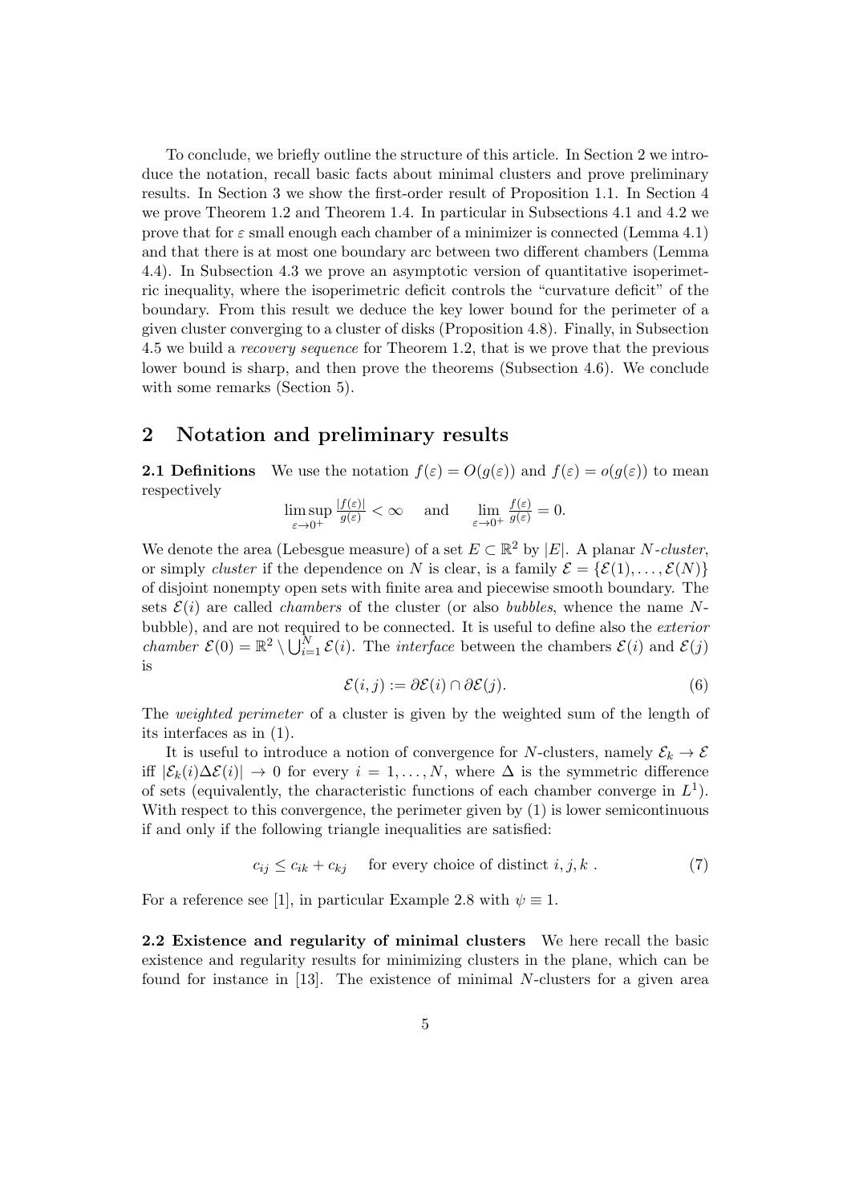To conclude, we briefly outline the structure of this article. In Section 2 we introduce the notation, recall basic facts about minimal clusters and prove preliminary results. In Section 3 we show the first-order result of Proposition 1.1. In Section 4 we prove Theorem 1.2 and Theorem 1.4. In particular in Subsections 4.1 and 4.2 we prove that for $\varepsilon$ small enough each chamber of a minimizer is connected (Lemma 4.1) and that there is at most one boundary arc between two different chambers (Lemma 4.4). In Subsection 4.3 we prove an asymptotic version of quantitative isoperimetric inequality, where the isoperimetric deficit controls the "curvature deficit" of the boundary. From this result we deduce the key lower bound for the perimeter of a given cluster converging to a cluster of disks (Proposition 4.8). Finally, in Subsection 4.5 we build a *recovery sequence* for Theorem 1.2, that is we prove that the previous lower bound is sharp, and then prove the theorems (Subsection 4.6). We conclude with some remarks (Section 5).

## 2 Notation and preliminary results

**2.1 Definitions** We use the notation $f(\varepsilon) = O(g(\varepsilon))$ and $f(\varepsilon) = o(g(\varepsilon))$ to mean respectively

$$\limsup_{\varepsilon \to 0^+} \frac{|f(\varepsilon)|}{g(\varepsilon)} < \infty \quad \text{and} \quad \lim_{\varepsilon \to 0^+} \frac{f(\varepsilon)}{g(\varepsilon)} = 0.$$

We denote the area (Lebesgue measure) of a set $E \subset \mathbb{R}^2$ by $|E|$. A planar $N$*-cluster*, or simply *cluster* if the dependence on $N$ is clear, is a family $\mathcal{E} = \{\mathcal{E}(1), \dots, \mathcal{E}(N)\}$ of disjoint nonempty open sets with finite area and piecewise smooth boundary. The sets $\mathcal{E}(i)$ are called *chambers* of the cluster (or also *bubbles*, whence the name $N$-bubble), and are not required to be connected. It is useful to define also the *exterior chamber* $\mathcal{E}(0) = \mathbb{R}^2 \setminus \bigcup_{i=1}^N \mathcal{E}(i)$. The *interface* between the chambers $\mathcal{E}(i)$ and $\mathcal{E}(j)$ is

$$\mathcal{E}(i,j) := \partial\mathcal{E}(i) \cap \partial\mathcal{E}(j). \tag{6}$$

The *weighted perimeter* of a cluster is given by the weighted sum of the length of its interfaces as in (1).

It is useful to introduce a notion of convergence for $N$-clusters, namely $\mathcal{E}_k \to \mathcal{E}$ iff $|\mathcal{E}_k(i)\Delta\mathcal{E}(i)| \to 0$ for every $i = 1, \dots, N$, where $\Delta$ is the symmetric difference of sets (equivalently, the characteristic functions of each chamber converge in $L^1$). With respect to this convergence, the perimeter given by (1) is lower semicontinuous if and only if the following triangle inequalities are satisfied:

$$c_{ij} \leq c_{ik} + c_{kj} \quad \text{for every choice of distinct } i, j, k\ . \tag{7}$$

For a reference see [1], in particular Example 2.8 with $\psi \equiv 1$.

**2.2 Existence and regularity of minimal clusters** We here recall the basic existence and regularity results for minimizing clusters in the plane, which can be found for instance in [13]. The existence of minimal $N$-clusters for a given area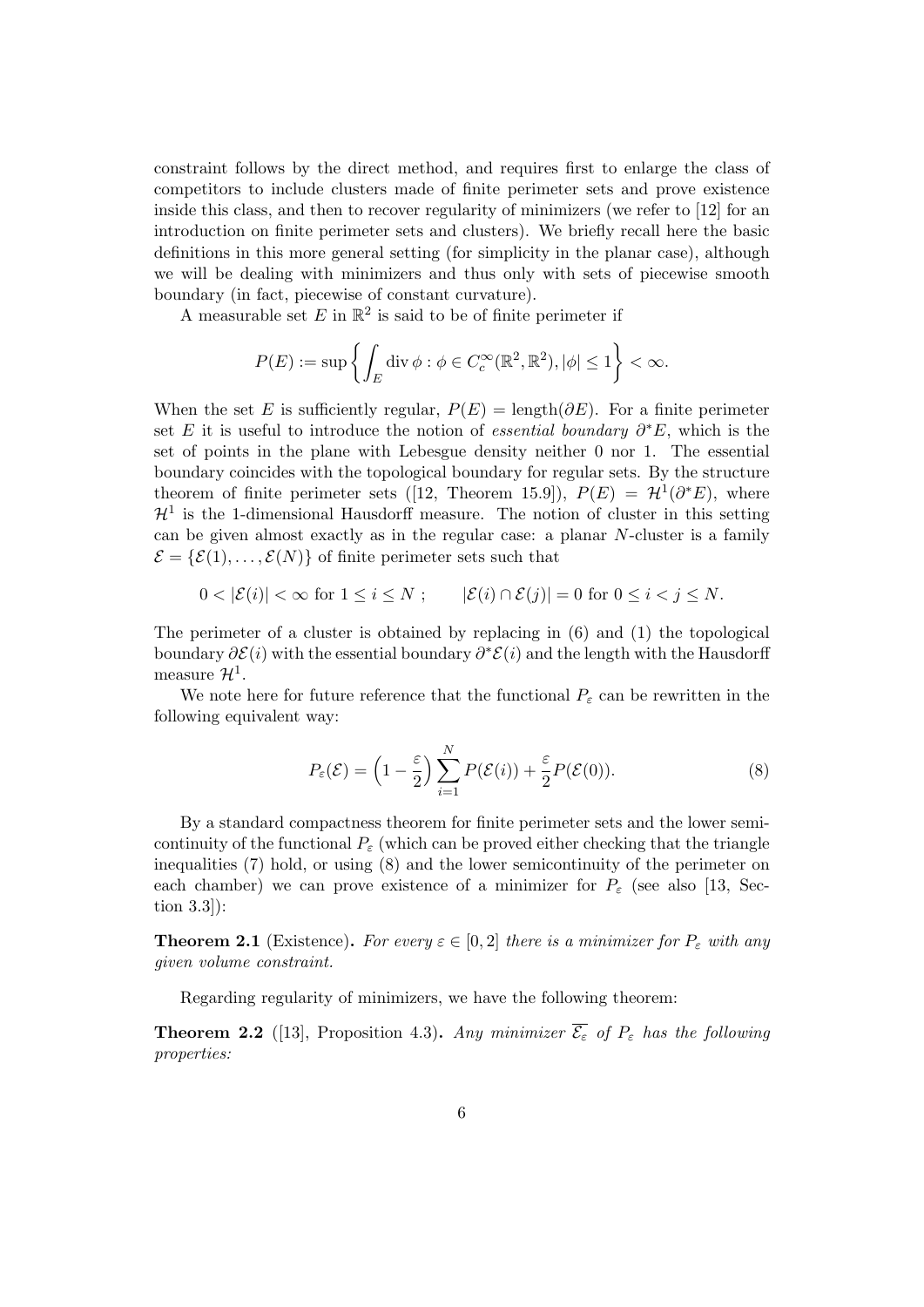constraint follows by the direct method, and requires first to enlarge the class of competitors to include clusters made of finite perimeter sets and prove existence inside this class, and then to recover regularity of minimizers (we refer to [12] for an introduction on finite perimeter sets and clusters). We briefly recall here the basic definitions in this more general setting (for simplicity in the planar case), although we will be dealing with minimizers and thus only with sets of piecewise smooth boundary (in fact, piecewise of constant curvature).

A measurable set $E$ in $\mathbb{R}^2$ is said to be of finite perimeter if

$$P(E) := \sup\left\{ \int_E \operatorname{div}\phi : \phi \in C_c^\infty(\mathbb{R}^2, \mathbb{R}^2), |\phi| \le 1 \right\} < \infty.$$

When the set $E$ is sufficiently regular, $P(E) = \text{length}(\partial E)$. For a finite perimeter set $E$ it is useful to introduce the notion of *essential boundary* $\partial^* E$, which is the set of points in the plane with Lebesgue density neither 0 nor 1. The essential boundary coincides with the topological boundary for regular sets. By the structure theorem of finite perimeter sets ([12, Theorem 15.9]), $P(E) = \mathcal{H}^1(\partial^* E)$, where $\mathcal{H}^1$ is the 1-dimensional Hausdorff measure. The notion of cluster in this setting can be given almost exactly as in the regular case: a planar $N$-cluster is a family $\mathcal{E} = \{\mathcal{E}(1), \ldots, \mathcal{E}(N)\}$ of finite perimeter sets such that

$$0 < |\mathcal{E}(i)| < \infty \text{ for } 1 \le i \le N \; ; \qquad |\mathcal{E}(i) \cap \mathcal{E}(j)| = 0 \text{ for } 0 \le i < j \le N.$$

The perimeter of a cluster is obtained by replacing in (6) and (1) the topological boundary $\partial\mathcal{E}(i)$ with the essential boundary $\partial^*\mathcal{E}(i)$ and the length with the Hausdorff measure $\mathcal{H}^1$.

We note here for future reference that the functional $P_\varepsilon$ can be rewritten in the following equivalent way:

$$P_\varepsilon(\mathcal{E}) = \left(1 - \frac{\varepsilon}{2}\right) \sum_{i=1}^N P(\mathcal{E}(i)) + \frac{\varepsilon}{2} P(\mathcal{E}(0)). \tag{8}$$

By a standard compactness theorem for finite perimeter sets and the lower semicontinuity of the functional $P_\varepsilon$ (which can be proved either checking that the triangle inequalities (7) hold, or using (8) and the lower semicontinuity of the perimeter on each chamber) we can prove existence of a minimizer for $P_\varepsilon$ (see also [13, Section 3.3]):

**Theorem 2.1** (Existence)**.** *For every $\varepsilon \in [0, 2]$ there is a minimizer for $P_\varepsilon$ with any given volume constraint.*

Regarding regularity of minimizers, we have the following theorem:

**Theorem 2.2** ([13], Proposition 4.3)**.** *Any minimizer $\overline{\mathcal{E}_\varepsilon}$ of $P_\varepsilon$ has the following properties:*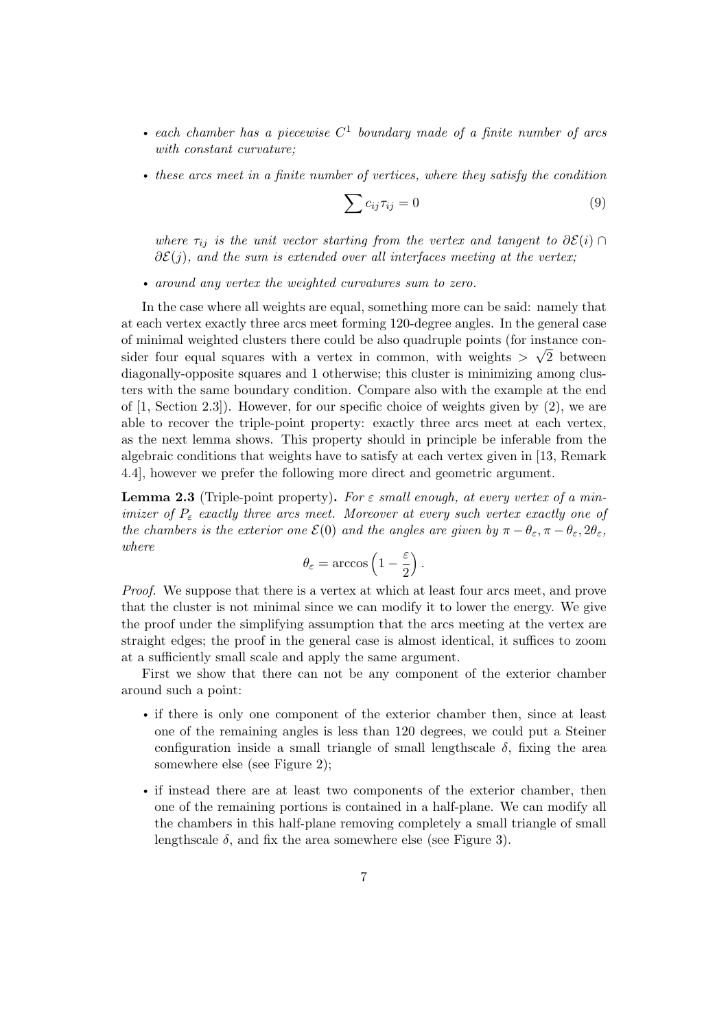- *each chamber has a piecewise $C^1$ boundary made of a finite number of arcs with constant curvature;*
- *these arcs meet in a finite number of vertices, where they satisfy the condition*

$$\sum c_{ij}\tau_{ij} = 0 \tag{9}$$

*where $\tau_{ij}$ is the unit vector starting from the vertex and tangent to $\partial\mathcal{E}(i) \cap \partial\mathcal{E}(j)$, and the sum is extended over all interfaces meeting at the vertex;*

- *around any vertex the weighted curvatures sum to zero.*

In the case where all weights are equal, something more can be said: namely that at each vertex exactly three arcs meet forming 120-degree angles. In the general case of minimal weighted clusters there could be also quadruple points (for instance consider four equal squares with a vertex in common, with weights $> \sqrt{2}$ between diagonally-opposite squares and 1 otherwise; this cluster is minimizing among clusters with the same boundary condition. Compare also with the example at the end of [1, Section 2.3]). However, for our specific choice of weights given by (2), we are able to recover the triple-point property: exactly three arcs meet at each vertex, as the next lemma shows. This property should in principle be inferable from the algebraic conditions that weights have to satisfy at each vertex given in [13, Remark 4.4], however we prefer the following more direct and geometric argument.

**Lemma 2.3** (Triple-point property)**.** *For $\varepsilon$ small enough, at every vertex of a minimizer of $P_\varepsilon$ exactly three arcs meet. Moreover at every such vertex exactly one of the chambers is the exterior one $\mathcal{E}(0)$ and the angles are given by $\pi - \theta_\varepsilon, \pi - \theta_\varepsilon, 2\theta_\varepsilon$, where*

$$\theta_\varepsilon = \arccos\left(1 - \frac{\varepsilon}{2}\right).$$

*Proof.* We suppose that there is a vertex at which at least four arcs meet, and prove that the cluster is not minimal since we can modify it to lower the energy. We give the proof under the simplifying assumption that the arcs meeting at the vertex are straight edges; the proof in the general case is almost identical, it suffices to zoom at a sufficiently small scale and apply the same argument.

First we show that there can not be any component of the exterior chamber around such a point:

- if there is only one component of the exterior chamber then, since at least one of the remaining angles is less than 120 degrees, we could put a Steiner configuration inside a small triangle of small lengthscale $\delta$, fixing the area somewhere else (see Figure 2);
- if instead there are at least two components of the exterior chamber, then one of the remaining portions is contained in a half-plane. We can modify all the chambers in this half-plane removing completely a small triangle of small lengthscale $\delta$, and fix the area somewhere else (see Figure 3).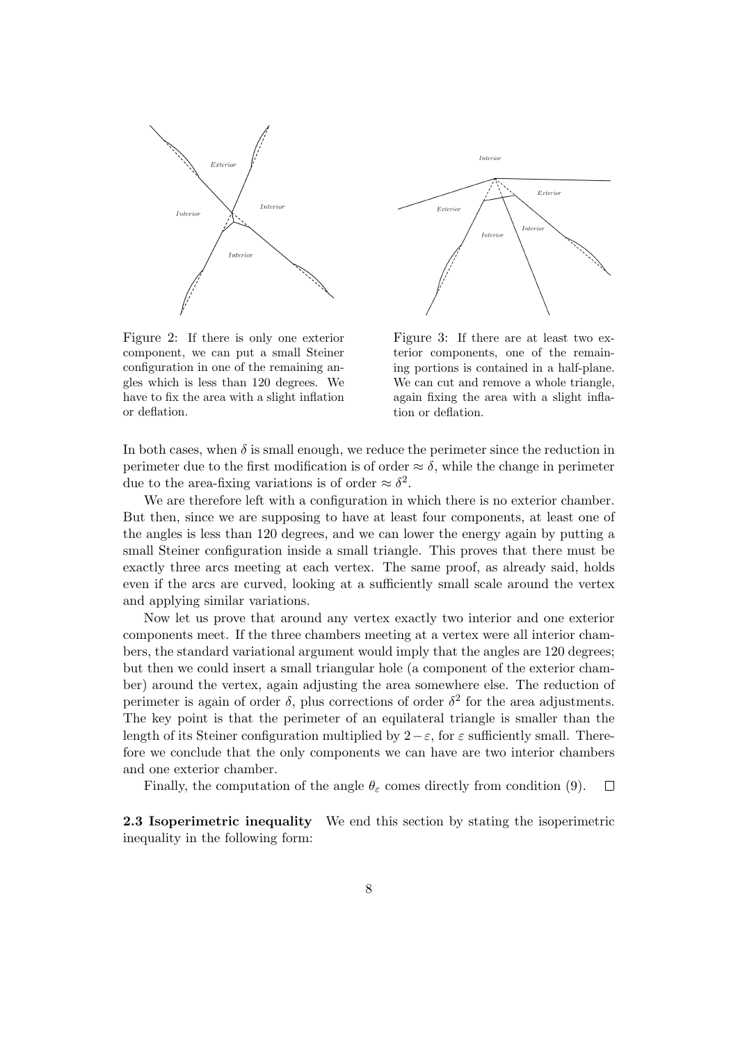Figure 2: If there is only one exterior component, we can put a small Steiner configuration in one of the remaining angles which is less than 120 degrees. We have to fix the area with a slight inflation or deflation.

Figure 3: If there are at least two exterior components, one of the remaining portions is contained in a half-plane. We can cut and remove a whole triangle, again fixing the area with a slight inflation or deflation.

In both cases, when $\delta$ is small enough, we reduce the perimeter since the reduction in perimeter due to the first modification is of order $\approx \delta$, while the change in perimeter due to the area-fixing variations is of order $\approx \delta^2$.

We are therefore left with a configuration in which there is no exterior chamber. But then, since we are supposing to have at least four components, at least one of the angles is less than 120 degrees, and we can lower the energy again by putting a small Steiner configuration inside a small triangle. This proves that there must be exactly three arcs meeting at each vertex. The same proof, as already said, holds even if the arcs are curved, looking at a sufficiently small scale around the vertex and applying similar variations.

Now let us prove that around any vertex exactly two interior and one exterior components meet. If the three chambers meeting at a vertex were all interior chambers, the standard variational argument would imply that the angles are 120 degrees; but then we could insert a small triangular hole (a component of the exterior chamber) around the vertex, again adjusting the area somewhere else. The reduction of perimeter is again of order $\delta$, plus corrections of order $\delta^2$ for the area adjustments. The key point is that the perimeter of an equilateral triangle is smaller than the length of its Steiner configuration multiplied by $2-\varepsilon$, for $\varepsilon$ sufficiently small. Therefore we conclude that the only components we can have are two interior chambers and one exterior chamber.

Finally, the computation of the angle $\theta_\varepsilon$ comes directly from condition (9). $\square$

**2.3 Isoperimetric inequality** We end this section by stating the isoperimetric inequality in the following form: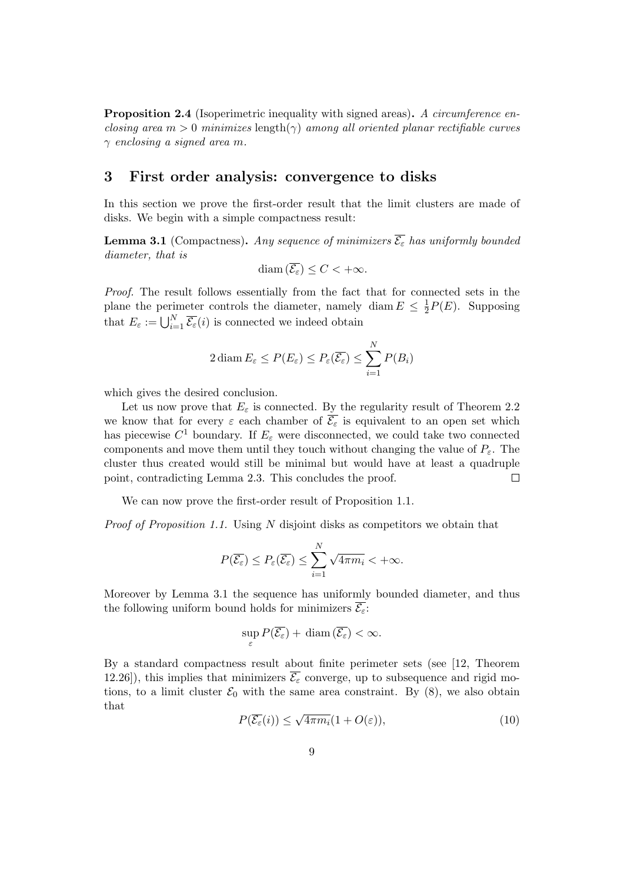**Proposition 2.4** (Isoperimetric inequality with signed areas)**.** *A circumference enclosing area $m > 0$ minimizes* $\mathrm{length}(\gamma)$ *among all oriented planar rectifiable curves* $\gamma$ *enclosing a signed area* $m$*.*

## 3 First order analysis: convergence to disks

In this section we prove the first-order result that the limit clusters are made of disks. We begin with a simple compactness result:

**Lemma 3.1** (Compactness)**.** *Any sequence of minimizers $\overline{\mathcal{E}_\varepsilon}$ has uniformly bounded diameter, that is*

$$\mathrm{diam}\,(\overline{\mathcal{E}_\varepsilon}) \leq C < +\infty.$$

*Proof.* The result follows essentially from the fact that for connected sets in the plane the perimeter controls the diameter, namely $\mathrm{diam}\, E \leq \frac{1}{2}P(E)$. Supposing that $E_\varepsilon := \bigcup_{i=1}^N \overline{\mathcal{E}_\varepsilon}(i)$ is connected we indeed obtain

$$2\,\mathrm{diam}\, E_\varepsilon \leq P(E_\varepsilon) \leq P_\varepsilon(\overline{\mathcal{E}_\varepsilon}) \leq \sum_{i=1}^N P(B_i)$$

which gives the desired conclusion.

Let us now prove that $E_\varepsilon$ is connected. By the regularity result of Theorem 2.2 we know that for every $\varepsilon$ each chamber of $\overline{\mathcal{E}_\varepsilon}$ is equivalent to an open set which has piecewise $C^1$ boundary. If $E_\varepsilon$ were disconnected, we could take two connected components and move them until they touch without changing the value of $P_\varepsilon$. The cluster thus created would still be minimal but would have at least a quadruple point, contradicting Lemma 2.3. This concludes the proof. $\square$

We can now prove the first-order result of Proposition 1.1.

*Proof of Proposition 1.1.* Using $N$ disjoint disks as competitors we obtain that

$$P(\overline{\mathcal{E}_\varepsilon}) \leq P_\varepsilon(\overline{\mathcal{E}_\varepsilon}) \leq \sum_{i=1}^N \sqrt{4\pi m_i} < +\infty.$$

Moreover by Lemma 3.1 the sequence has uniformly bounded diameter, and thus the following uniform bound holds for minimizers $\overline{\mathcal{E}_\varepsilon}$:

$$\sup_\varepsilon P(\overline{\mathcal{E}_\varepsilon}) + \,\mathrm{diam}\,(\overline{\mathcal{E}_\varepsilon}) < \infty.$$

By a standard compactness result about finite perimeter sets (see [12, Theorem 12.26]), this implies that minimizers $\overline{\mathcal{E}_\varepsilon}$ converge, up to subsequence and rigid motions, to a limit cluster $\mathcal{E}_0$ with the same area constraint. By (8), we also obtain that

$$P(\overline{\mathcal{E}_\varepsilon}(i)) \leq \sqrt{4\pi m_i}(1 + O(\varepsilon)), \tag{10}$$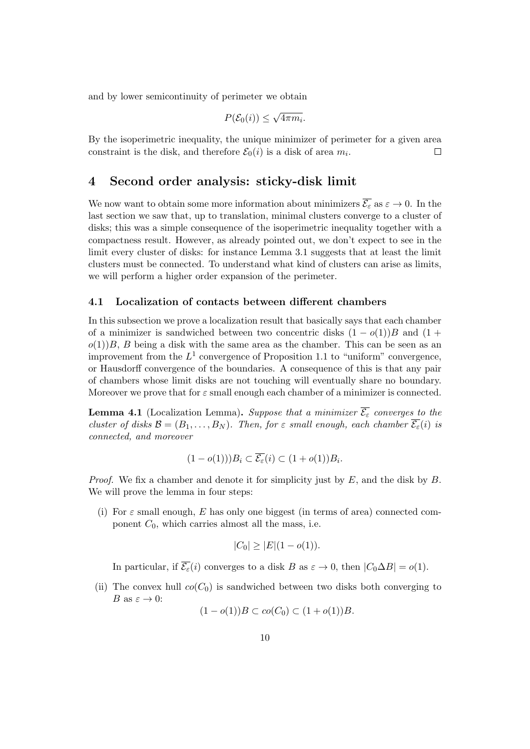and by lower semicontinuity of perimeter we obtain

$$P(\mathcal{E}_0(i)) \leq \sqrt{4\pi m_i}.$$

By the isoperimetric inequality, the unique minimizer of perimeter for a given area constraint is the disk, and therefore $\mathcal{E}_0(i)$ is a disk of area $m_i$. □

# 4 Second order analysis: sticky-disk limit

We now want to obtain some more information about minimizers $\overline{\mathcal{E}_\varepsilon}$ as $\varepsilon \to 0$. In the last section we saw that, up to translation, minimal clusters converge to a cluster of disks; this was a simple consequence of the isoperimetric inequality together with a compactness result. However, as already pointed out, we don't expect to see in the limit every cluster of disks: for instance Lemma 3.1 suggests that at least the limit clusters must be connected. To understand what kind of clusters can arise as limits, we will perform a higher order expansion of the perimeter.

## 4.1 Localization of contacts between different chambers

In this subsection we prove a localization result that basically says that each chamber of a minimizer is sandwiched between two concentric disks $(1 - o(1))B$ and $(1 + o(1))B$, $B$ being a disk with the same area as the chamber. This can be seen as an improvement from the $L^1$ convergence of Proposition 1.1 to "uniform" convergence, or Hausdorff convergence of the boundaries. A consequence of this is that any pair of chambers whose limit disks are not touching will eventually share no boundary. Moreover we prove that for $\varepsilon$ small enough each chamber of a minimizer is connected.

**Lemma 4.1** (Localization Lemma)**.** *Suppose that a minimizer $\overline{\mathcal{E}_\varepsilon}$ converges to the cluster of disks $\mathcal{B} = (B_1, \ldots, B_N)$. Then, for $\varepsilon$ small enough, each chamber $\overline{\mathcal{E}_\varepsilon}(i)$ is connected, and moreover*

$$(1 - o(1)))B_i \subset \overline{\mathcal{E}_\varepsilon}(i) \subset (1 + o(1))B_i.$$

*Proof.* We fix a chamber and denote it for simplicity just by $E$, and the disk by $B$. We will prove the lemma in four steps:

(i) For $\varepsilon$ small enough, $E$ has only one biggest (in terms of area) connected component $C_0$, which carries almost all the mass, i.e.

$$|C_0| \geq |E|(1 - o(1)).$$

In particular, if $\overline{\mathcal{E}_\varepsilon}(i)$ converges to a disk $B$ as $\varepsilon \to 0$, then $|C_0 \Delta B| = o(1)$.

(ii) The convex hull $co(C_0)$ is sandwiched between two disks both converging to $B$ as $\varepsilon \to 0$:

$$(1 - o(1))B \subset co(C_0) \subset (1 + o(1))B.$$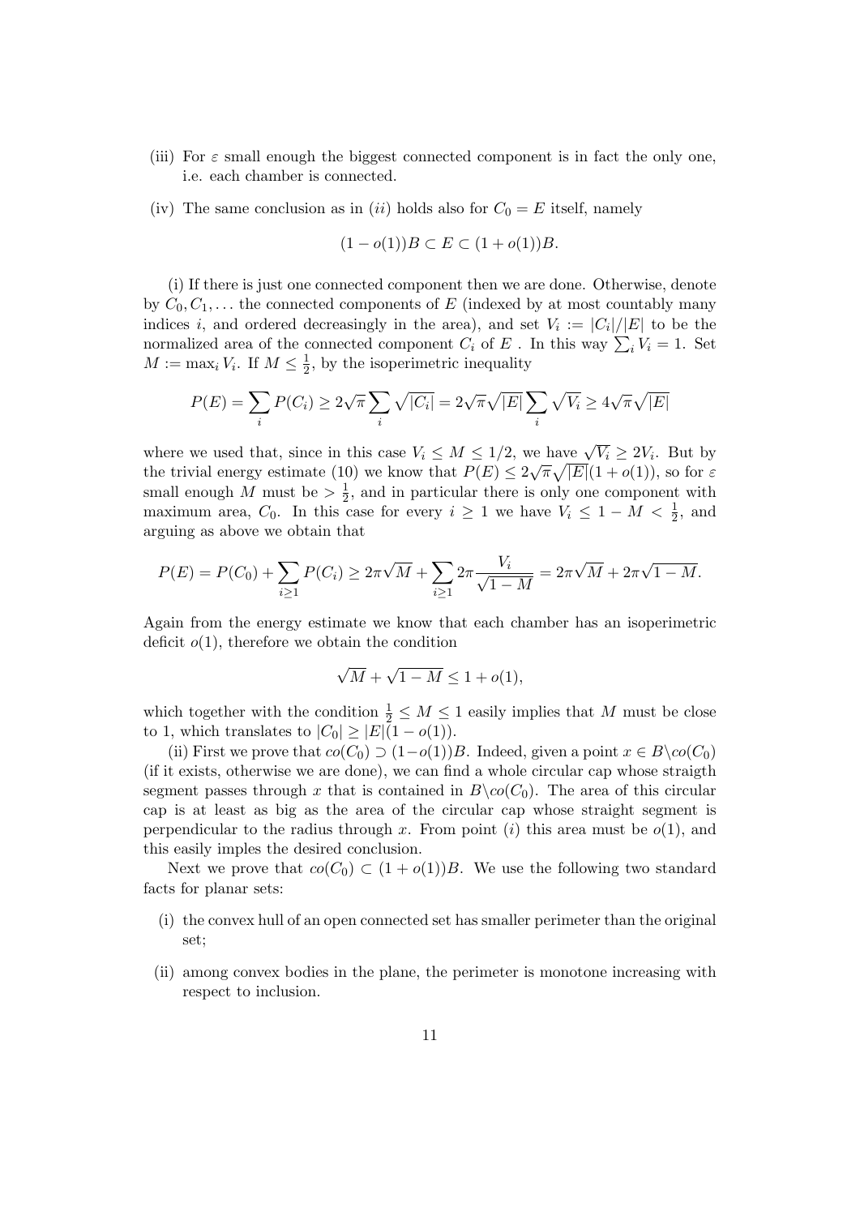(iii) For $\varepsilon$ small enough the biggest connected component is in fact the only one, i.e. each chamber is connected.

(iv) The same conclusion as in $(ii)$ holds also for $C_0 = E$ itself, namely

$$(1 - o(1))B \subset E \subset (1 + o(1))B.$$

(i) If there is just one connected component then we are done. Otherwise, denote by $C_0, C_1, \ldots$ the connected components of $E$ (indexed by at most countably many indices $i$, and ordered decreasingly in the area), and set $V_i := |C_i|/|E|$ to be the normalized area of the connected component $C_i$ of $E$ . In this way $\sum_i V_i = 1$. Set $M := \max_i V_i$. If $M \leq \frac{1}{2}$, by the isoperimetric inequality

$$P(E) = \sum_i P(C_i) \geq 2\sqrt{\pi} \sum_i \sqrt{|C_i|} = 2\sqrt{\pi}\sqrt{|E|} \sum_i \sqrt{V_i} \geq 4\sqrt{\pi}\sqrt{|E|}$$

where we used that, since in this case $V_i \leq M \leq 1/2$, we have $\sqrt{V_i} \geq 2V_i$. But by the trivial energy estimate (10) we know that $P(E) \leq 2\sqrt{\pi}\sqrt{|E|}(1 + o(1))$, so for $\varepsilon$ small enough $M$ must be $> \frac{1}{2}$, and in particular there is only one component with maximum area, $C_0$. In this case for every $i \geq 1$ we have $V_i \leq 1 - M < \frac{1}{2}$, and arguing as above we obtain that

$$P(E) = P(C_0) + \sum_{i \geq 1} P(C_i) \geq 2\pi\sqrt{M} + \sum_{i \geq 1} 2\pi \frac{V_i}{\sqrt{1 - M}} = 2\pi\sqrt{M} + 2\pi\sqrt{1 - M}.$$

Again from the energy estimate we know that each chamber has an isoperimetric deficit $o(1)$, therefore we obtain the condition

$$\sqrt{M} + \sqrt{1 - M} \leq 1 + o(1),$$

which together with the condition $\frac{1}{2} \leq M \leq 1$ easily implies that $M$ must be close to 1, which translates to $|C_0| \geq |E|(1 - o(1))$.

(ii) First we prove that $co(C_0) \supset (1 - o(1))B$. Indeed, given a point $x \in B \backslash co(C_0)$ (if it exists, otherwise we are done), we can find a whole circular cap whose straigth segment passes through $x$ that is contained in $B \backslash co(C_0)$. The area of this circular cap is at least as big as the area of the circular cap whose straight segment is perpendicular to the radius through $x$. From point $(i)$ this area must be $o(1)$, and this easily imples the desired conclusion.

Next we prove that $co(C_0) \subset (1 + o(1))B$. We use the following two standard facts for planar sets:

(i) the convex hull of an open connected set has smaller perimeter than the original set;

(ii) among convex bodies in the plane, the perimeter is monotone increasing with respect to inclusion.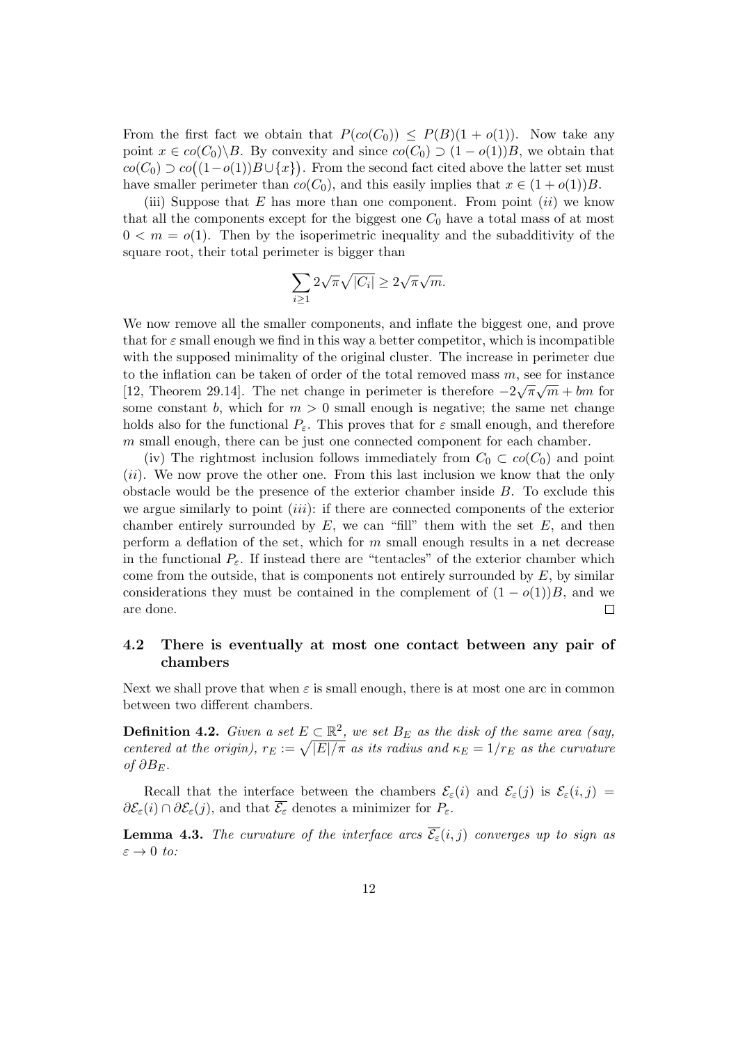From the first fact we obtain that $P(co(C_0)) \leq P(B)(1 + o(1))$. Now take any point $x \in co(C_0) \backslash B$. By convexity and since $co(C_0) \supset (1 - o(1))B$, we obtain that $co(C_0) \supset co\big((1-o(1))B \cup \{x\}\big)$. From the second fact cited above the latter set must have smaller perimeter than $co(C_0)$, and this easily implies that $x \in (1 + o(1))B$.

(iii) Suppose that $E$ has more than one component. From point $(ii)$ we know that all the components except for the biggest one $C_0$ have a total mass of at most $0 < m = o(1)$. Then by the isoperimetric inequality and the subadditivity of the square root, their total perimeter is bigger than

$$\sum_{i \geq 1} 2\sqrt{\pi}\sqrt{|C_i|} \geq 2\sqrt{\pi}\sqrt{m}.$$

We now remove all the smaller components, and inflate the biggest one, and prove that for $\varepsilon$ small enough we find in this way a better competitor, which is incompatible with the supposed minimality of the original cluster. The increase in perimeter due to the inflation can be taken of order of the total removed mass $m$, see for instance [12, Theorem 29.14]. The net change in perimeter is therefore $-2\sqrt{\pi}\sqrt{m} + bm$ for some constant $b$, which for $m > 0$ small enough is negative; the same net change holds also for the functional $P_\varepsilon$. This proves that for $\varepsilon$ small enough, and therefore $m$ small enough, there can be just one connected component for each chamber.

(iv) The rightmost inclusion follows immediately from $C_0 \subset co(C_0)$ and point $(ii)$. We now prove the other one. From this last inclusion we know that the only obstacle would be the presence of the exterior chamber inside $B$. To exclude this we argue similarly to point $(iii)$: if there are connected components of the exterior chamber entirely surrounded by $E$, we can "fill" them with the set $E$, and then perform a deflation of the set, which for $m$ small enough results in a net decrease in the functional $P_\varepsilon$. If instead there are "tentacles" of the exterior chamber which come from the outside, that is components not entirely surrounded by $E$, by similar considerations they must be contained in the complement of $(1 - o(1))B$, and we are done. $\square$

### 4.2 There is eventually at most one contact between any pair of chambers

Next we shall prove that when $\varepsilon$ is small enough, there is at most one arc in common between two different chambers.

**Definition 4.2.** *Given a set $E \subset \mathbb{R}^2$, we set $B_E$ as the disk of the same area (say, centered at the origin), $r_E := \sqrt{|E|/\pi}$ as its radius and $\kappa_E = 1/r_E$ as the curvature of $\partial B_E$.*

Recall that the interface between the chambers $\mathcal{E}_\varepsilon(i)$ and $\mathcal{E}_\varepsilon(j)$ is $\mathcal{E}_\varepsilon(i,j) = \partial\mathcal{E}_\varepsilon(i) \cap \partial\mathcal{E}_\varepsilon(j)$, and that $\overline{\mathcal{E}_\varepsilon}$ denotes a minimizer for $P_\varepsilon$.

**Lemma 4.3.** *The curvature of the interface arcs $\overline{\mathcal{E}_\varepsilon}(i,j)$ converges up to sign as $\varepsilon \to 0$ to:*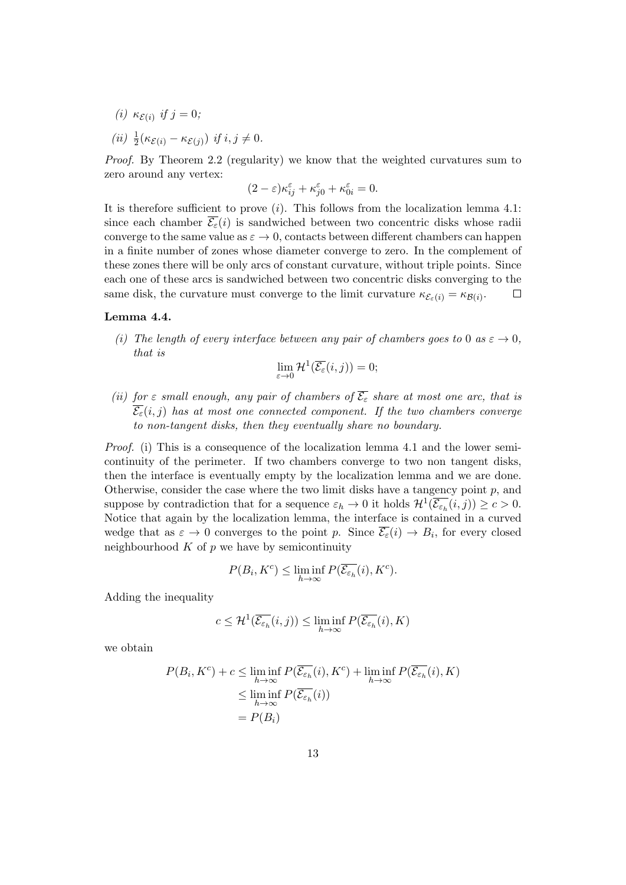(i) $\kappa_{\mathcal{E}(i)}$ *if* $j = 0$;

(ii) $\frac{1}{2}(\kappa_{\mathcal{E}(i)} - \kappa_{\mathcal{E}(j)})$ *if* $i, j \neq 0$.

*Proof.* By Theorem 2.2 (regularity) we know that the weighted curvatures sum to zero around any vertex:

$$(2 - \varepsilon)\kappa_{ij}^{\varepsilon} + \kappa_{j0}^{\varepsilon} + \kappa_{0i}^{\varepsilon} = 0.$$

It is therefore sufficient to prove $(i)$. This follows from the localization lemma 4.1: since each chamber $\overline{\mathcal{E}_\varepsilon}(i)$ is sandwiched between two concentric disks whose radii converge to the same value as $\varepsilon \to 0$, contacts between different chambers can happen in a finite number of zones whose diameter converge to zero. In the complement of these zones there will be only arcs of constant curvature, without triple points. Since each one of these arcs is sandwiched between two concentric disks converging to the same disk, the curvature must converge to the limit curvature $\kappa_{\mathcal{E}_\varepsilon(i)} = \kappa_{\mathcal{B}(i)}$. $\square$

**Lemma 4.4.**

*(i) The length of every interface between any pair of chambers goes to* $0$ *as* $\varepsilon \to 0$, *that is*

$$\lim_{\varepsilon \to 0} \mathcal{H}^1(\overline{\mathcal{E}_\varepsilon}(i,j)) = 0;$$

*(ii) for* $\varepsilon$ *small enough, any pair of chambers of* $\overline{\mathcal{E}_\varepsilon}$ *share at most one arc, that is* $\overline{\mathcal{E}_\varepsilon}(i,j)$ *has at most one connected component. If the two chambers converge to non-tangent disks, then they eventually share no boundary.*

*Proof.* (i) This is a consequence of the localization lemma 4.1 and the lower semi-continuity of the perimeter. If two chambers converge to two non tangent disks, then the interface is eventually empty by the localization lemma and we are done. Otherwise, consider the case where the two limit disks have a tangency point $p$, and suppose by contradiction that for a sequence $\varepsilon_h \to 0$ it holds $\mathcal{H}^1(\overline{\mathcal{E}_{\varepsilon_h}}(i,j)) \geq c > 0$. Notice that again by the localization lemma, the interface is contained in a curved wedge that as $\varepsilon \to 0$ converges to the point $p$. Since $\overline{\mathcal{E}_\varepsilon}(i) \to B_i$, for every closed neighbourhood $K$ of $p$ we have by semicontinuity

$$P(B_i, K^c) \leq \liminf_{h \to \infty} P(\overline{\mathcal{E}_{\varepsilon_h}}(i), K^c).$$

Adding the inequality

$$c \leq \mathcal{H}^1(\overline{\mathcal{E}_{\varepsilon_h}}(i,j)) \leq \liminf_{h \to \infty} P(\overline{\mathcal{E}_{\varepsilon_h}}(i), K)$$

we obtain

$$\begin{aligned}
P(B_i, K^c) + c &\leq \liminf_{h \to \infty} P(\overline{\mathcal{E}_{\varepsilon_h}}(i), K^c) + \liminf_{h \to \infty} P(\overline{\mathcal{E}_{\varepsilon_h}}(i), K) \\
&\leq \liminf_{h \to \infty} P(\overline{\mathcal{E}_{\varepsilon_h}}(i)) \\
&= P(B_i)
\end{aligned}$$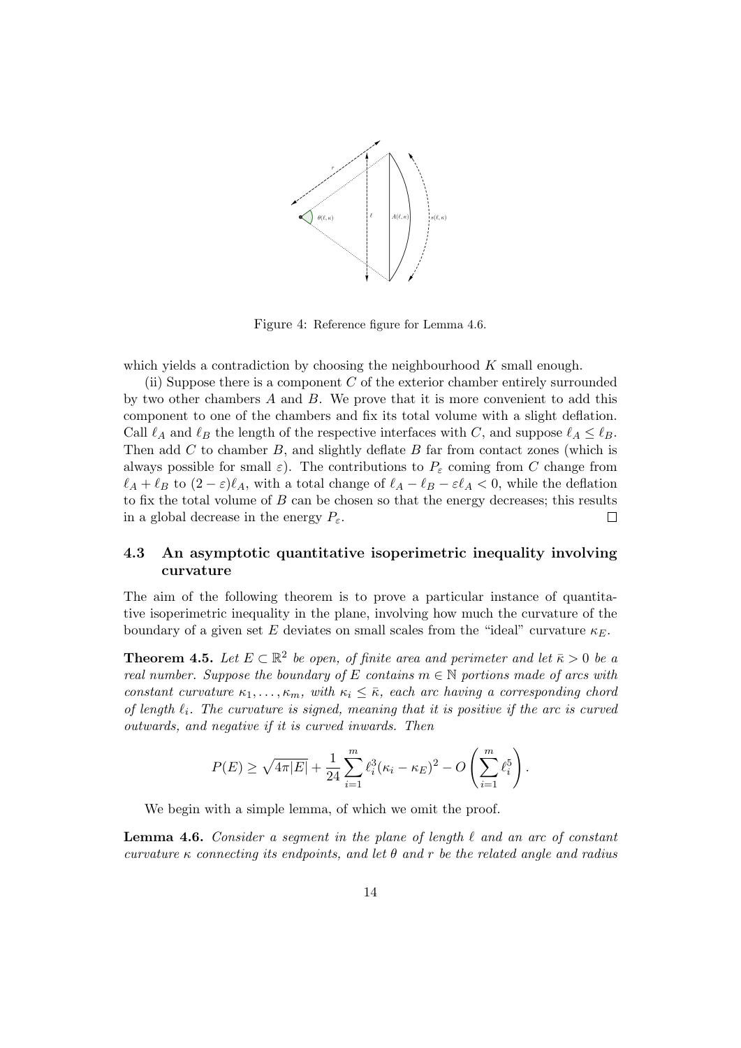Figure 4: Reference figure for Lemma 4.6.

which yields a contradiction by choosing the neighbourhood $K$ small enough.

(ii) Suppose there is a component $C$ of the exterior chamber entirely surrounded by two other chambers $A$ and $B$. We prove that it is more convenient to add this component to one of the chambers and fix its total volume with a slight deflation. Call $\ell_A$ and $\ell_B$ the length of the respective interfaces with $C$, and suppose $\ell_A \leq \ell_B$. Then add $C$ to chamber $B$, and slightly deflate $B$ far from contact zones (which is always possible for small $\varepsilon$). The contributions to $P_\varepsilon$ coming from $C$ change from $\ell_A + \ell_B$ to $(2-\varepsilon)\ell_A$, with a total change of $\ell_A - \ell_B - \varepsilon\ell_A < 0$, while the deflation to fix the total volume of $B$ can be chosen so that the energy decreases; this results in a global decrease in the energy $P_\varepsilon$. □

### 4.3 An asymptotic quantitative isoperimetric inequality involving curvature

The aim of the following theorem is to prove a particular instance of quantitative isoperimetric inequality in the plane, involving how much the curvature of the boundary of a given set $E$ deviates on small scales from the "ideal" curvature $\kappa_E$.

**Theorem 4.5.** *Let $E \subset \mathbb{R}^2$ be open, of finite area and perimeter and let $\bar{\kappa} > 0$ be a real number. Suppose the boundary of $E$ contains $m \in \mathbb{N}$ portions made of arcs with constant curvature $\kappa_1, \ldots, \kappa_m$, with $\kappa_i \leq \bar{\kappa}$, each arc having a corresponding chord of length $\ell_i$. The curvature is signed, meaning that it is positive if the arc is curved outwards, and negative if it is curved inwards. Then*

$$P(E) \geq \sqrt{4\pi|E|} + \frac{1}{24}\sum_{i=1}^{m} \ell_i^3(\kappa_i - \kappa_E)^2 - O\left(\sum_{i=1}^{m} \ell_i^5\right).$$

We begin with a simple lemma, of which we omit the proof.

**Lemma 4.6.** *Consider a segment in the plane of length $\ell$ and an arc of constant curvature $\kappa$ connecting its endpoints, and let $\theta$ and $r$ be the related angle and radius*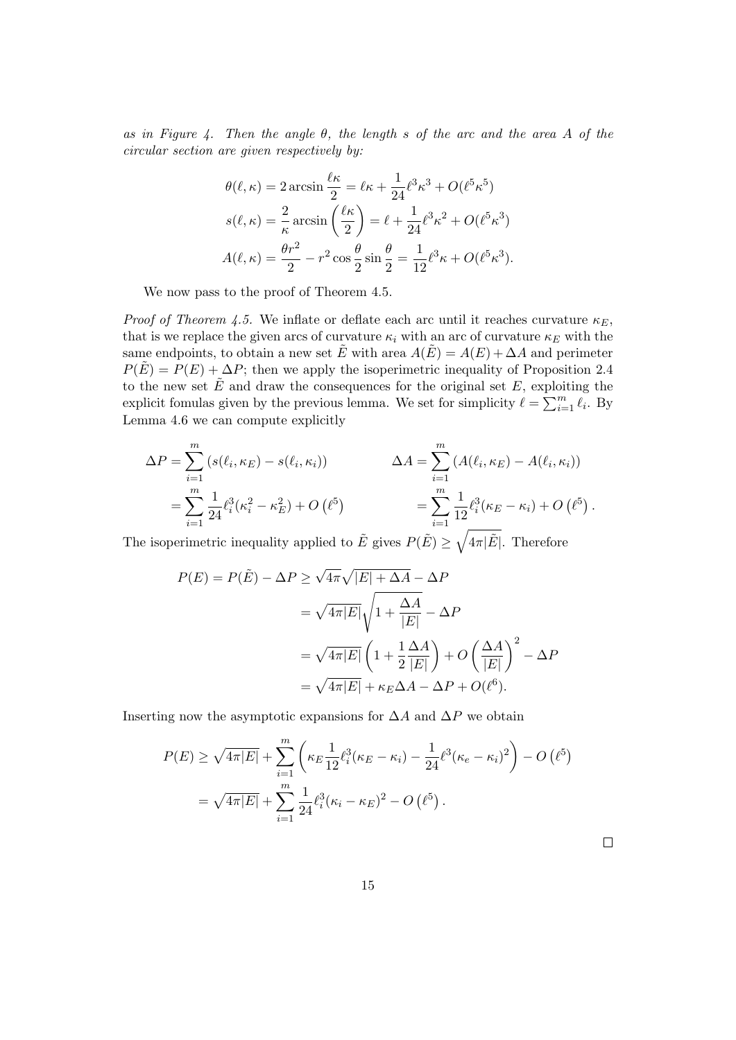*as in Figure 4. Then the angle $\theta$, the length $s$ of the arc and the area $A$ of the circular section are given respectively by:*

$$
\begin{aligned}
\theta(\ell,\kappa) &= 2\arcsin\frac{\ell\kappa}{2} = \ell\kappa + \frac{1}{24}\ell^3\kappa^3 + O(\ell^5\kappa^5)\\
s(\ell,\kappa) &= \frac{2}{\kappa}\arcsin\left(\frac{\ell\kappa}{2}\right) = \ell + \frac{1}{24}\ell^3\kappa^2 + O(\ell^5\kappa^3)\\
A(\ell,\kappa) &= \frac{\theta r^2}{2} - r^2\cos\frac{\theta}{2}\sin\frac{\theta}{2} = \frac{1}{12}\ell^3\kappa + O(\ell^5\kappa^3).
\end{aligned}
$$

We now pass to the proof of Theorem 4.5.

*Proof of Theorem 4.5.* We inflate or deflate each arc until it reaches curvature $\kappa_E$, that is we replace the given arcs of curvature $\kappa_i$ with an arc of curvature $\kappa_E$ with the same endpoints, to obtain a new set $\tilde{E}$ with area $A(\tilde{E}) = A(E) + \Delta A$ and perimeter $P(\tilde{E}) = P(E) + \Delta P$; then we apply the isoperimetric inequality of Proposition 2.4 to the new set $\tilde{E}$ and draw the consequences for the original set $E$, exploiting the explicit fomulas given by the previous lemma. We set for simplicity $\ell = \sum_{i=1}^m \ell_i$. By Lemma 4.6 we can compute explicitly

$$
\begin{aligned}
\Delta P &= \sum_{i=1}^m \left(s(\ell_i,\kappa_E) - s(\ell_i,\kappa_i)\right) & \Delta A &= \sum_{i=1}^m \left(A(\ell_i,\kappa_E) - A(\ell_i,\kappa_i)\right)\\
&= \sum_{i=1}^m \frac{1}{24}\ell_i^3(\kappa_i^2 - \kappa_E^2) + O\left(\ell^5\right) & &= \sum_{i=1}^m \frac{1}{12}\ell_i^3(\kappa_E - \kappa_i) + O\left(\ell^5\right).
\end{aligned}
$$

The isoperimetric inequality applied to $\tilde{E}$ gives $P(\tilde{E}) \geq \sqrt{4\pi|\tilde{E}|}$. Therefore

$$
\begin{aligned}
P(E) = P(\tilde{E}) - \Delta P &\geq \sqrt{4\pi}\sqrt{|E| + \Delta A} - \Delta P\\
&= \sqrt{4\pi|E|}\sqrt{1 + \frac{\Delta A}{|E|}} - \Delta P\\
&= \sqrt{4\pi|E|}\left(1 + \frac{1}{2}\frac{\Delta A}{|E|}\right) + O\left(\frac{\Delta A}{|E|}\right)^2 - \Delta P\\
&= \sqrt{4\pi|E|} + \kappa_E\Delta A - \Delta P + O(\ell^6).
\end{aligned}
$$

Inserting now the asymptotic expansions for $\Delta A$ and $\Delta P$ we obtain

$$
\begin{aligned}
P(E) &\geq \sqrt{4\pi|E|} + \sum_{i=1}^m \left(\kappa_E\frac{1}{12}\ell_i^3(\kappa_E - \kappa_i) - \frac{1}{24}\ell^3(\kappa_e - \kappa_i)^2\right) - O\left(\ell^5\right)\\
&= \sqrt{4\pi|E|} + \sum_{i=1}^m \frac{1}{24}\ell_i^3(\kappa_i - \kappa_E)^2 - O\left(\ell^5\right).
\end{aligned}
$$

$\square$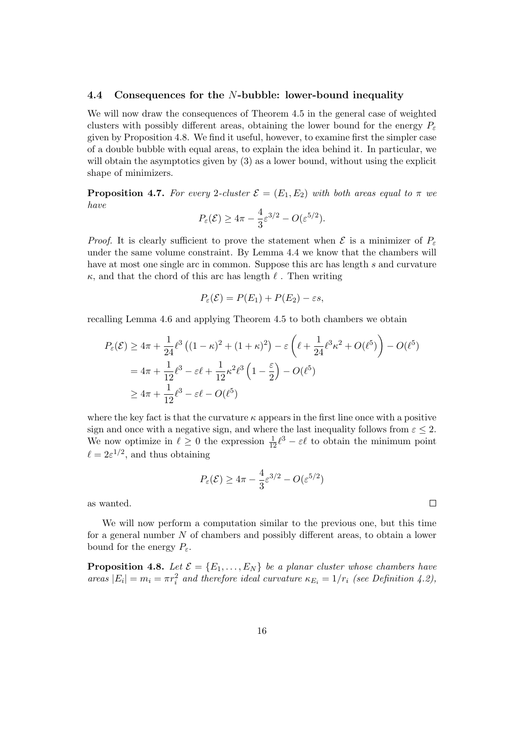### 4.4 Consequences for the $N$-bubble: lower-bound inequality

We will now draw the consequences of Theorem 4.5 in the general case of weighted clusters with possibly different areas, obtaining the lower bound for the energy $P_\varepsilon$ given by Proposition 4.8. We find it useful, however, to examine first the simpler case of a double bubble with equal areas, to explain the idea behind it. In particular, we will obtain the asymptotics given by (3) as a lower bound, without using the explicit shape of minimizers.

**Proposition 4.7.** *For every 2-cluster $\mathcal{E} = (E_1, E_2)$ with both areas equal to $\pi$ we have*

$$P_\varepsilon(\mathcal{E}) \geq 4\pi - \frac{4}{3}\varepsilon^{3/2} - O(\varepsilon^{5/2}).$$

*Proof.* It is clearly sufficient to prove the statement when $\mathcal{E}$ is a minimizer of $P_\varepsilon$ under the same volume constraint. By Lemma 4.4 we know that the chambers will have at most one single arc in common. Suppose this arc has length $s$ and curvature $\kappa$, and that the chord of this arc has length $\ell$ . Then writing

$$P_\varepsilon(\mathcal{E}) = P(E_1) + P(E_2) - \varepsilon s,$$

recalling Lemma 4.6 and applying Theorem 4.5 to both chambers we obtain

$$\begin{aligned}
P_\varepsilon(\mathcal{E}) &\geq 4\pi + \frac{1}{24}\ell^3\left((1-\kappa)^2 + (1+\kappa)^2\right) - \varepsilon\left(\ell + \frac{1}{24}\ell^3\kappa^2 + O(\ell^5)\right) - O(\ell^5) \\
&= 4\pi + \frac{1}{12}\ell^3 - \varepsilon\ell + \frac{1}{12}\kappa^2\ell^3\left(1 - \frac{\varepsilon}{2}\right) - O(\ell^5) \\
&\geq 4\pi + \frac{1}{12}\ell^3 - \varepsilon\ell - O(\ell^5)
\end{aligned}$$

where the key fact is that the curvature $\kappa$ appears in the first line once with a positive sign and once with a negative sign, and where the last inequality follows from $\varepsilon \leq 2$. We now optimize in $\ell \geq 0$ the expression $\frac{1}{12}\ell^3 - \varepsilon\ell$ to obtain the minimum point $\ell = 2\varepsilon^{1/2}$, and thus obtaining

$$P_\varepsilon(\mathcal{E}) \geq 4\pi - \frac{4}{3}\varepsilon^{3/2} - O(\varepsilon^{5/2})$$

as wanted. □

We will now perform a computation similar to the previous one, but this time for a general number $N$ of chambers and possibly different areas, to obtain a lower bound for the energy $P_\varepsilon$.

**Proposition 4.8.** *Let $\mathcal{E} = \{E_1, \ldots, E_N\}$ be a planar cluster whose chambers have areas $|E_i| = m_i = \pi r_i^2$ and therefore ideal curvature $\kappa_{E_i} = 1/r_i$ (see Definition 4.2),*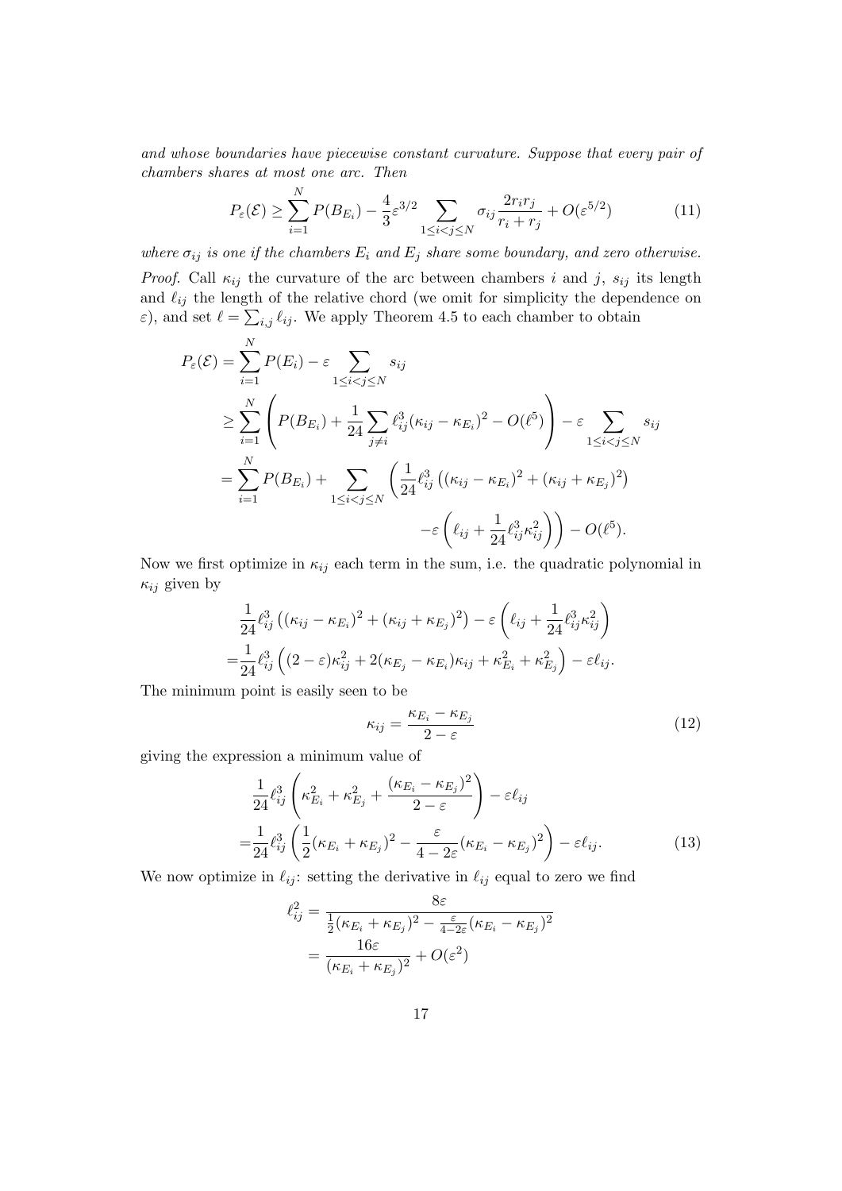*and whose boundaries have piecewise constant curvature. Suppose that every pair of chambers shares at most one arc. Then*

$$P_\varepsilon(\mathcal{E}) \geq \sum_{i=1}^{N} P(B_{E_i}) - \frac{4}{3}\varepsilon^{3/2} \sum_{1\leq i<j\leq N} \sigma_{ij} \frac{2r_ir_j}{r_i+r_j} + O(\varepsilon^{5/2}) \tag{11}$$

*where $\sigma_{ij}$ is one if the chambers $E_i$ and $E_j$ share some boundary, and zero otherwise.*

*Proof.* Call $\kappa_{ij}$ the curvature of the arc between chambers $i$ and $j$, $s_{ij}$ its length and $\ell_{ij}$ the length of the relative chord (we omit for simplicity the dependence on $\varepsilon$), and set $\ell = \sum_{i,j} \ell_{ij}$. We apply Theorem 4.5 to each chamber to obtain

$$\begin{aligned}
P_\varepsilon(\mathcal{E}) &= \sum_{i=1}^{N} P(E_i) - \varepsilon \sum_{1\leq i<j\leq N} s_{ij} \\
&\geq \sum_{i=1}^{N} \left( P(B_{E_i}) + \frac{1}{24}\sum_{j\neq i} \ell_{ij}^3(\kappa_{ij}-\kappa_{E_i})^2 - O(\ell^5) \right) - \varepsilon \sum_{1\leq i<j\leq N} s_{ij} \\
&= \sum_{i=1}^{N} P(B_{E_i}) + \sum_{1\leq i<j\leq N} \left( \frac{1}{24}\ell_{ij}^3 \left((\kappa_{ij}-\kappa_{E_i})^2 + (\kappa_{ij}+\kappa_{E_j})^2\right) \right. \\
&\qquad\qquad \left. -\varepsilon\left(\ell_{ij} + \frac{1}{24}\ell_{ij}^3\kappa_{ij}^2\right)\right) - O(\ell^5).
\end{aligned}$$

Now we first optimize in $\kappa_{ij}$ each term in the sum, i.e. the quadratic polynomial in $\kappa_{ij}$ given by

$$\begin{aligned}
&\frac{1}{24}\ell_{ij}^3 \left((\kappa_{ij}-\kappa_{E_i})^2 + (\kappa_{ij}+\kappa_{E_j})^2\right) - \varepsilon\left(\ell_{ij} + \frac{1}{24}\ell_{ij}^3\kappa_{ij}^2\right) \\
=&\frac{1}{24}\ell_{ij}^3 \left((2-\varepsilon)\kappa_{ij}^2 + 2(\kappa_{E_j}-\kappa_{E_i})\kappa_{ij} + \kappa_{E_i}^2 + \kappa_{E_j}^2\right) - \varepsilon\ell_{ij}.
\end{aligned}$$

The minimum point is easily seen to be

$$\kappa_{ij} = \frac{\kappa_{E_i}-\kappa_{E_j}}{2-\varepsilon} \tag{12}$$

giving the expression a minimum value of

$$\begin{aligned}
&\frac{1}{24}\ell_{ij}^3 \left(\kappa_{E_i}^2 + \kappa_{E_j}^2 + \frac{(\kappa_{E_i}-\kappa_{E_j})^2}{2-\varepsilon}\right) - \varepsilon\ell_{ij} \\
=&\frac{1}{24}\ell_{ij}^3 \left(\frac{1}{2}(\kappa_{E_i}+\kappa_{E_j})^2 - \frac{\varepsilon}{4-2\varepsilon}(\kappa_{E_i}-\kappa_{E_j})^2\right) - \varepsilon\ell_{ij}.
\end{aligned} \tag{13}$$

We now optimize in $\ell_{ij}$: setting the derivative in $\ell_{ij}$ equal to zero we find

$$\begin{aligned}
\ell_{ij}^2 &= \frac{8\varepsilon}{\frac{1}{2}(\kappa_{E_i}+\kappa_{E_j})^2 - \frac{\varepsilon}{4-2\varepsilon}(\kappa_{E_i}-\kappa_{E_j})^2} \\
&= \frac{16\varepsilon}{(\kappa_{E_i}+\kappa_{E_j})^2} + O(\varepsilon^2)
\end{aligned}$$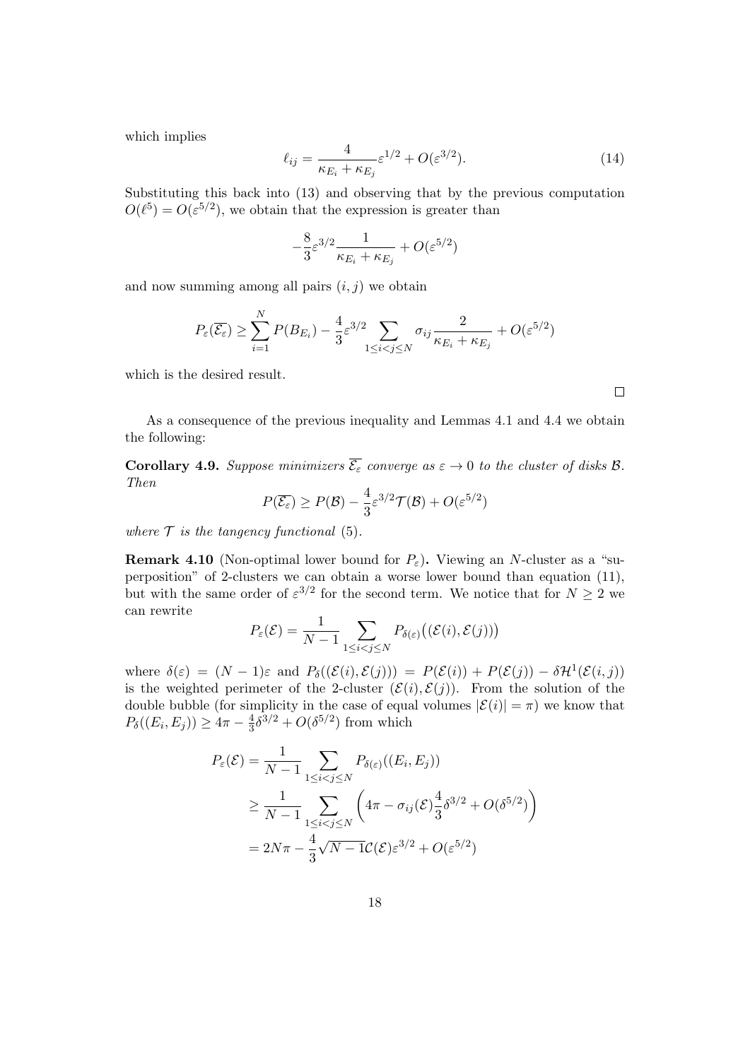which implies

$$\ell_{ij} = \frac{4}{\kappa_{E_i} + \kappa_{E_j}} \varepsilon^{1/2} + O(\varepsilon^{3/2}). \tag{14}$$

Substituting this back into (13) and observing that by the previous computation $O(\ell^5) = O(\varepsilon^{5/2})$, we obtain that the expression is greater than

$$-\frac{8}{3}\varepsilon^{3/2} \frac{1}{\kappa_{E_i} + \kappa_{E_j}} + O(\varepsilon^{5/2})$$

and now summing among all pairs $(i, j)$ we obtain

$$P_\varepsilon(\overline{\mathcal{E}_\varepsilon}) \geq \sum_{i=1}^{N} P(B_{E_i}) - \frac{4}{3}\varepsilon^{3/2} \sum_{1 \leq i < j \leq N} \sigma_{ij} \frac{2}{\kappa_{E_i} + \kappa_{E_j}} + O(\varepsilon^{5/2})$$

which is the desired result.

$\square$

As a consequence of the previous inequality and Lemmas 4.1 and 4.4 we obtain the following:

**Corollary 4.9.** *Suppose minimizers $\overline{\mathcal{E}_\varepsilon}$ converge as $\varepsilon \to 0$ to the cluster of disks $\mathcal{B}$. Then*

$$P(\overline{\mathcal{E}_\varepsilon}) \geq P(\mathcal{B}) - \frac{4}{3}\varepsilon^{3/2} \mathcal{T}(\mathcal{B}) + O(\varepsilon^{5/2})$$

*where $\mathcal{T}$ is the tangency functional* (5).

**Remark 4.10** (Non-optimal lower bound for $P_\varepsilon$)**.** Viewing an $N$-cluster as a "superposition" of 2-clusters we can obtain a worse lower bound than equation (11), but with the same order of $\varepsilon^{3/2}$ for the second term. We notice that for $N \geq 2$ we can rewrite

$$P_\varepsilon(\mathcal{E}) = \frac{1}{N-1} \sum_{1 \leq i < j \leq N} P_{\delta(\varepsilon)}\big((\mathcal{E}(i), \mathcal{E}(j))\big)$$

where $\delta(\varepsilon) = (N-1)\varepsilon$ and $P_\delta((\mathcal{E}(i), \mathcal{E}(j))) = P(\mathcal{E}(i)) + P(\mathcal{E}(j)) - \delta \mathcal{H}^1(\mathcal{E}(i,j))$ is the weighted perimeter of the 2-cluster $(\mathcal{E}(i), \mathcal{E}(j))$. From the solution of the double bubble (for simplicity in the case of equal volumes $|\mathcal{E}(i)| = \pi$) we know that $P_\delta((E_i, E_j)) \geq 4\pi - \frac{4}{3}\delta^{3/2} + O(\delta^{5/2})$ from which

$$\begin{aligned}
P_\varepsilon(\mathcal{E}) &= \frac{1}{N-1} \sum_{1 \leq i < j \leq N} P_{\delta(\varepsilon)}((E_i, E_j)) \\
&\geq \frac{1}{N-1} \sum_{1 \leq i < j \leq N} \left( 4\pi - \sigma_{ij}(\mathcal{E}) \frac{4}{3}\delta^{3/2} + O(\delta^{5/2}) \right) \\
&= 2N\pi - \frac{4}{3}\sqrt{N-1}\,\mathcal{C}(\mathcal{E})\varepsilon^{3/2} + O(\varepsilon^{5/2})
\end{aligned}$$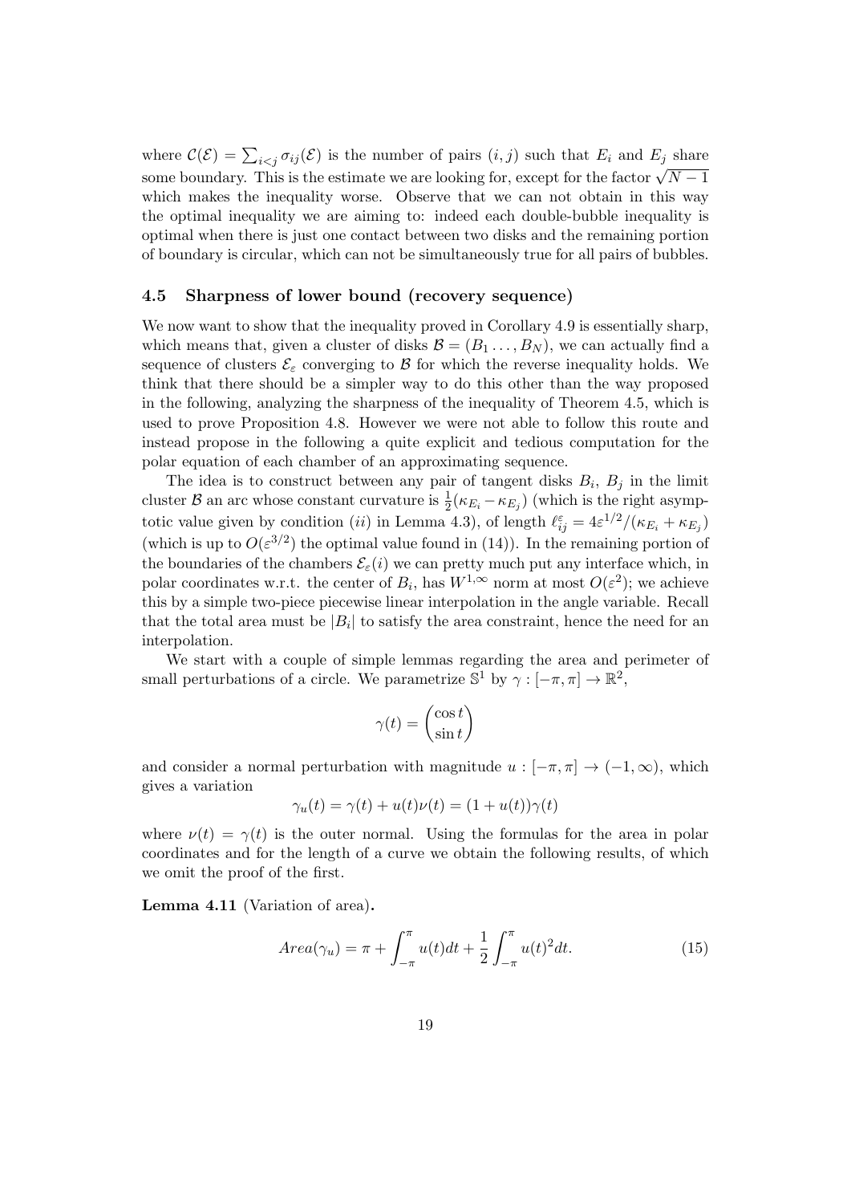where $\mathcal{C}(\mathcal{E}) = \sum_{i<j} \sigma_{ij}(\mathcal{E})$ is the number of pairs $(i,j)$ such that $E_i$ and $E_j$ share some boundary. This is the estimate we are looking for, except for the factor $\sqrt{N-1}$ which makes the inequality worse. Observe that we can not obtain in this way the optimal inequality we are aiming to: indeed each double-bubble inequality is optimal when there is just one contact between two disks and the remaining portion of boundary is circular, which can not be simultaneously true for all pairs of bubbles.

### 4.5 Sharpness of lower bound (recovery sequence)

We now want to show that the inequality proved in Corollary 4.9 is essentially sharp, which means that, given a cluster of disks $\mathcal{B} = (B_1 \dots, B_N)$, we can actually find a sequence of clusters $\mathcal{E}_\varepsilon$ converging to $\mathcal{B}$ for which the reverse inequality holds. We think that there should be a simpler way to do this other than the way proposed in the following, analyzing the sharpness of the inequality of Theorem 4.5, which is used to prove Proposition 4.8. However we were not able to follow this route and instead propose in the following a quite explicit and tedious computation for the polar equation of each chamber of an approximating sequence.

The idea is to construct between any pair of tangent disks $B_i$, $B_j$ in the limit cluster $\mathcal{B}$ an arc whose constant curvature is $\frac{1}{2}(\kappa_{E_i} - \kappa_{E_j})$ (which is the right asymptotic value given by condition $(ii)$ in Lemma 4.3), of length $\ell_{ij}^\varepsilon = 4\varepsilon^{1/2}/(\kappa_{E_i} + \kappa_{E_j})$ (which is up to $O(\varepsilon^{3/2})$ the optimal value found in (14)). In the remaining portion of the boundaries of the chambers $\mathcal{E}_\varepsilon(i)$ we can pretty much put any interface which, in polar coordinates w.r.t. the center of $B_i$, has $W^{1,\infty}$ norm at most $O(\varepsilon^2)$; we achieve this by a simple two-piece piecewise linear interpolation in the angle variable. Recall that the total area must be $|B_i|$ to satisfy the area constraint, hence the need for an interpolation.

We start with a couple of simple lemmas regarding the area and perimeter of small perturbations of a circle. We parametrize $\mathbb{S}^1$ by $\gamma : [-\pi, \pi] \to \mathbb{R}^2$,

$$\gamma(t) = \begin{pmatrix} \cos t \\ \sin t \end{pmatrix}$$

and consider a normal perturbation with magnitude $u : [-\pi, \pi] \to (-1, \infty)$, which gives a variation

$$\gamma_u(t) = \gamma(t) + u(t)\nu(t) = (1 + u(t))\gamma(t)$$

where $\nu(t) = \gamma(t)$ is the outer normal. Using the formulas for the area in polar coordinates and for the length of a curve we obtain the following results, of which we omit the proof of the first.

**Lemma 4.11** (Variation of area)**.**

$$Area(\gamma_u) = \pi + \int_{-\pi}^{\pi} u(t)dt + \frac{1}{2}\int_{-\pi}^{\pi} u(t)^2 dt. \tag{15}$$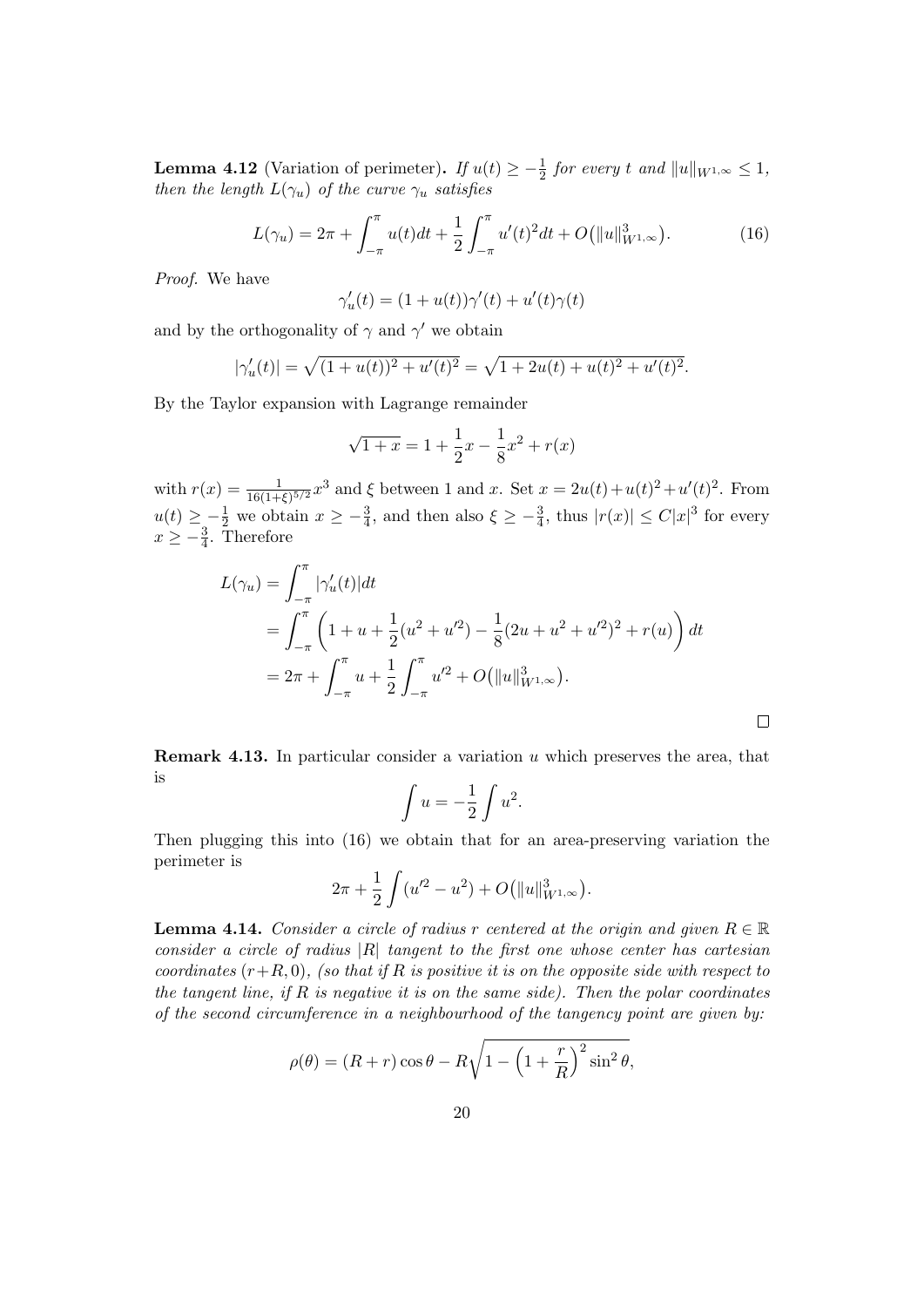**Lemma 4.12** (Variation of perimeter)**.** *If $u(t) \geq -\frac{1}{2}$ for every $t$ and $\|u\|_{W^{1,\infty}} \leq 1$, then the length $L(\gamma_u)$ of the curve $\gamma_u$ satisfies*

$$L(\gamma_u) = 2\pi + \int_{-\pi}^{\pi} u(t)dt + \frac{1}{2}\int_{-\pi}^{\pi} u'(t)^2 dt + O\big(\|u\|^3_{W^{1,\infty}}\big). \tag{16}$$

*Proof.* We have

$$\gamma_u'(t) = (1 + u(t))\gamma'(t) + u'(t)\gamma(t)$$

and by the orthogonality of $\gamma$ and $\gamma'$ we obtain

$$|\gamma_u'(t)| = \sqrt{(1+u(t))^2 + u'(t)^2} = \sqrt{1 + 2u(t) + u(t)^2 + u'(t)^2}.$$

By the Taylor expansion with Lagrange remainder

$$\sqrt{1+x} = 1 + \frac{1}{2}x - \frac{1}{8}x^2 + r(x)$$

with $r(x) = \frac{1}{16(1+\xi)^{5/2}}x^3$ and $\xi$ between 1 and $x$. Set $x = 2u(t) + u(t)^2 + u'(t)^2$. From $u(t) \geq -\frac{1}{2}$ we obtain $x \geq -\frac{3}{4}$, and then also $\xi \geq -\frac{3}{4}$, thus $|r(x)| \leq C|x|^3$ for every $x \geq -\frac{3}{4}$. Therefore

$$\begin{aligned}
L(\gamma_u) &= \int_{-\pi}^{\pi} |\gamma_u'(t)| dt \\
&= \int_{-\pi}^{\pi} \left(1 + u + \frac{1}{2}(u^2 + u'^2) - \frac{1}{8}(2u + u^2 + u'^2)^2 + r(u)\right) dt \\
&= 2\pi + \int_{-\pi}^{\pi} u + \frac{1}{2}\int_{-\pi}^{\pi} u'^2 + O\big(\|u\|^3_{W^{1,\infty}}\big).
\end{aligned}$$

□

**Remark 4.13.** In particular consider a variation $u$ which preserves the area, that is

$$\int u = -\frac{1}{2}\int u^2.$$

Then plugging this into (16) we obtain that for an area-preserving variation the perimeter is

$$2\pi + \frac{1}{2}\int (u'^2 - u^2) + O\big(\|u\|^3_{W^{1,\infty}}\big).$$

**Lemma 4.14.** *Consider a circle of radius $r$ centered at the origin and given $R \in \mathbb{R}$ consider a circle of radius $|R|$ tangent to the first one whose center has cartesian coordinates $(r+R, 0)$, (so that if $R$ is positive it is on the opposite side with respect to the tangent line, if $R$ is negative it is on the same side). Then the polar coordinates of the second circumference in a neighbourhood of the tangency point are given by:*

$$\rho(\theta) = (R + r)\cos\theta - R\sqrt{1 - \left(1 + \frac{r}{R}\right)^2 \sin^2\theta},$$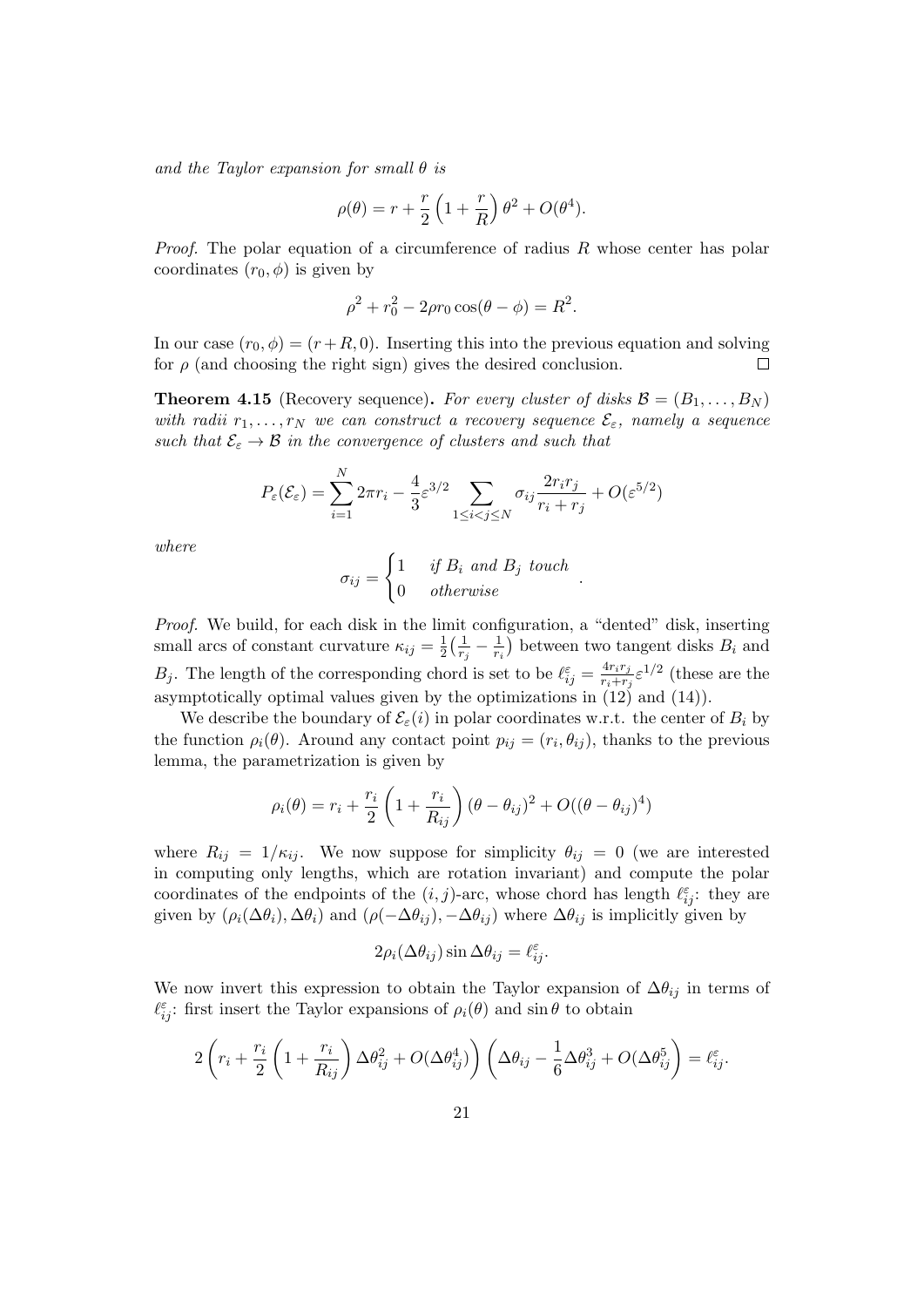*and the Taylor expansion for small $\theta$ is*

$$\rho(\theta) = r + \frac{r}{2}\left(1 + \frac{r}{R}\right)\theta^2 + O(\theta^4).$$

*Proof.* The polar equation of a circumference of radius $R$ whose center has polar coordinates $(r_0, \phi)$ is given by

$$\rho^2 + r_0^2 - 2\rho r_0 \cos(\theta - \phi) = R^2.$$

In our case $(r_0, \phi) = (r + R, 0)$. Inserting this into the previous equation and solving for $\rho$ (and choosing the right sign) gives the desired conclusion. $\square$

**Theorem 4.15** (Recovery sequence)**.** *For every cluster of disks $\mathcal{B} = (B_1, \ldots, B_N)$ with radii $r_1, \ldots, r_N$ we can construct a recovery sequence $\mathcal{E}_\varepsilon$, namely a sequence such that $\mathcal{E}_\varepsilon \to \mathcal{B}$ in the convergence of clusters and such that*

$$P_\varepsilon(\mathcal{E}_\varepsilon) = \sum_{i=1}^{N} 2\pi r_i - \frac{4}{3}\varepsilon^{3/2} \sum_{1 \le i < j \le N} \sigma_{ij} \frac{2 r_i r_j}{r_i + r_j} + O(\varepsilon^{5/2})$$

*where*

$$\sigma_{ij} = \begin{cases} 1 & \text{if } B_i \text{ and } B_j \text{ touch} \\ 0 & \text{otherwise} \end{cases}.$$

*Proof.* We build, for each disk in the limit configuration, a "dented" disk, inserting small arcs of constant curvature $\kappa_{ij} = \frac{1}{2}\left(\frac{1}{r_j} - \frac{1}{r_i}\right)$ between two tangent disks $B_i$ and $B_j$. The length of the corresponding chord is set to be $\ell_{ij}^\varepsilon = \frac{4 r_i r_j}{r_i + r_j}\varepsilon^{1/2}$ (these are the asymptotically optimal values given by the optimizations in (12) and (14)).

We describe the boundary of $\mathcal{E}_\varepsilon(i)$ in polar coordinates w.r.t. the center of $B_i$ by the function $\rho_i(\theta)$. Around any contact point $p_{ij} = (r_i, \theta_{ij})$, thanks to the previous lemma, the parametrization is given by

$$\rho_i(\theta) = r_i + \frac{r_i}{2}\left(1 + \frac{r_i}{R_{ij}}\right)(\theta - \theta_{ij})^2 + O((\theta - \theta_{ij})^4)$$

where $R_{ij} = 1/\kappa_{ij}$. We now suppose for simplicity $\theta_{ij} = 0$ (we are interested in computing only lengths, which are rotation invariant) and compute the polar coordinates of the endpoints of the $(i,j)$-arc, whose chord has length $\ell_{ij}^\varepsilon$: they are given by $(\rho_i(\Delta\theta_i), \Delta\theta_i)$ and $(\rho(-\Delta\theta_{ij}), -\Delta\theta_{ij})$ where $\Delta\theta_{ij}$ is implicitly given by

$$2\rho_i(\Delta\theta_{ij}) \sin \Delta\theta_{ij} = \ell_{ij}^\varepsilon.$$

We now invert this expression to obtain the Taylor expansion of $\Delta\theta_{ij}$ in terms of $\ell_{ij}^\varepsilon$: first insert the Taylor expansions of $\rho_i(\theta)$ and $\sin\theta$ to obtain

$$2\left(r_i + \frac{r_i}{2}\left(1 + \frac{r_i}{R_{ij}}\right)\Delta\theta_{ij}^2 + O(\Delta\theta_{ij}^4)\right)\left(\Delta\theta_{ij} - \frac{1}{6}\Delta\theta_{ij}^3 + O(\Delta\theta_{ij}^5)\right) = \ell_{ij}^\varepsilon.$$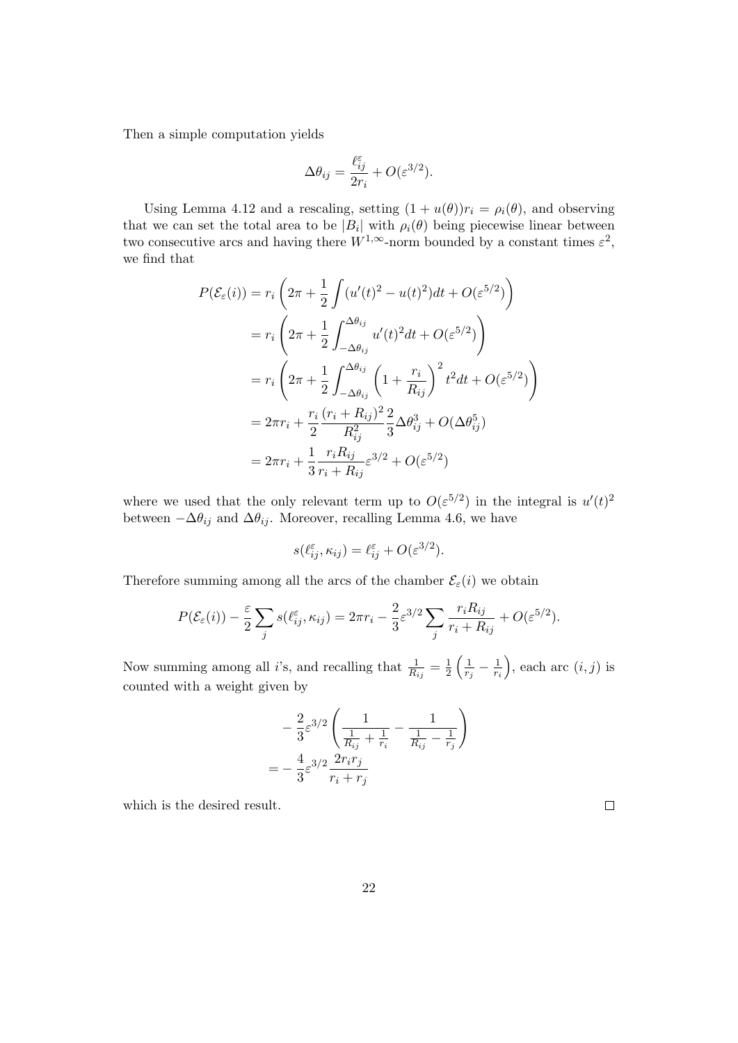Then a simple computation yields

$$\Delta\theta_{ij} = \frac{\ell_{ij}^{\varepsilon}}{2r_i} + O(\varepsilon^{3/2}).$$

Using Lemma 4.12 and a rescaling, setting $(1+u(\theta))r_i = \rho_i(\theta)$, and observing that we can set the total area to be $|B_i|$ with $\rho_i(\theta)$ being piecewise linear between two consecutive arcs and having there $W^{1,\infty}$-norm bounded by a constant times $\varepsilon^2$, we find that

$$\begin{aligned}
P(\mathcal{E}_\varepsilon(i)) &= r_i\left(2\pi + \frac{1}{2}\int (u'(t)^2 - u(t)^2)dt + O(\varepsilon^{5/2})\right) \\
&= r_i\left(2\pi + \frac{1}{2}\int_{-\Delta\theta_{ij}}^{\Delta\theta_{ij}} u'(t)^2 dt + O(\varepsilon^{5/2})\right) \\
&= r_i\left(2\pi + \frac{1}{2}\int_{-\Delta\theta_{ij}}^{\Delta\theta_{ij}} \left(1 + \frac{r_i}{R_{ij}}\right)^2 t^2 dt + O(\varepsilon^{5/2})\right) \\
&= 2\pi r_i + \frac{r_i}{2}\frac{(r_i+R_{ij})^2}{R_{ij}^2}\frac{2}{3}\Delta\theta_{ij}^3 + O(\Delta\theta_{ij}^5) \\
&= 2\pi r_i + \frac{1}{3}\frac{r_i R_{ij}}{r_i + R_{ij}}\varepsilon^{3/2} + O(\varepsilon^{5/2})
\end{aligned}$$

where we used that the only relevant term up to $O(\varepsilon^{5/2})$ in the integral is $u'(t)^2$ between $-\Delta\theta_{ij}$ and $\Delta\theta_{ij}$. Moreover, recalling Lemma 4.6, we have

$$s(\ell_{ij}^{\varepsilon}, \kappa_{ij}) = \ell_{ij}^{\varepsilon} + O(\varepsilon^{3/2}).$$

Therefore summing among all the arcs of the chamber $\mathcal{E}_\varepsilon(i)$ we obtain

$$P(\mathcal{E}_\varepsilon(i)) - \frac{\varepsilon}{2}\sum_j s(\ell_{ij}^{\varepsilon}, \kappa_{ij}) = 2\pi r_i - \frac{2}{3}\varepsilon^{3/2}\sum_j \frac{r_i R_{ij}}{r_i + R_{ij}} + O(\varepsilon^{5/2}).$$

Now summing among all $i$'s, and recalling that $\frac{1}{R_{ij}} = \frac{1}{2}\left(\frac{1}{r_j} - \frac{1}{r_i}\right)$, each arc $(i,j)$ is counted with a weight given by

$$\begin{aligned}
&-\frac{2}{3}\varepsilon^{3/2}\left(\frac{1}{\frac{1}{R_{ij}} + \frac{1}{r_i}} - \frac{1}{\frac{1}{R_{ij}} - \frac{1}{r_j}}\right) \\
=& -\frac{4}{3}\varepsilon^{3/2}\frac{2r_i r_j}{r_i + r_j}
\end{aligned}$$

which is the desired result. $\square$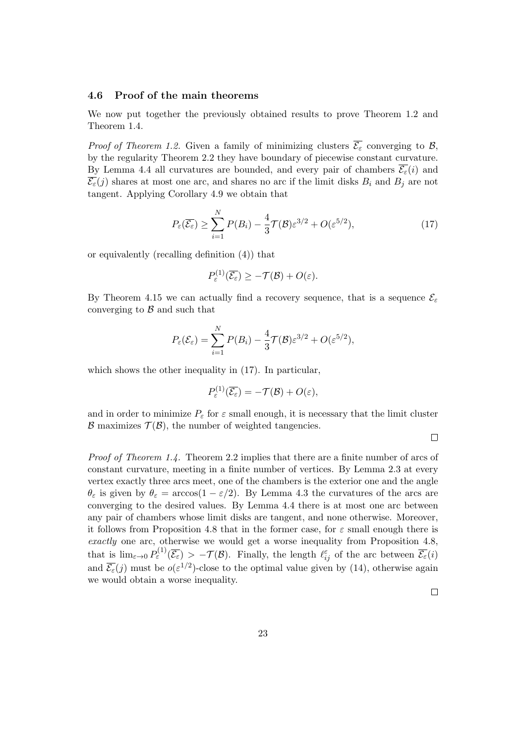### 4.6 Proof of the main theorems

We now put together the previously obtained results to prove Theorem 1.2 and Theorem 1.4.

*Proof of Theorem 1.2.* Given a family of minimizing clusters $\overline{\mathcal{E}_\varepsilon}$ converging to $\mathcal{B}$, by the regularity Theorem 2.2 they have boundary of piecewise constant curvature. By Lemma 4.4 all curvatures are bounded, and every pair of chambers $\overline{\mathcal{E}_\varepsilon}(i)$ and $\overline{\mathcal{E}_\varepsilon}(j)$ shares at most one arc, and shares no arc if the limit disks $B_i$ and $B_j$ are not tangent. Applying Corollary 4.9 we obtain that

$$P_\varepsilon(\overline{\mathcal{E}_\varepsilon}) \geq \sum_{i=1}^{N} P(B_i) - \frac{4}{3}\mathcal{T}(\mathcal{B})\varepsilon^{3/2} + O(\varepsilon^{5/2}), \tag{17}$$

or equivalently (recalling definition (4)) that

$$P_\varepsilon^{(1)}(\overline{\mathcal{E}_\varepsilon}) \geq -\mathcal{T}(\mathcal{B}) + O(\varepsilon).$$

By Theorem 4.15 we can actually find a recovery sequence, that is a sequence $\mathcal{E}_\varepsilon$ converging to $\mathcal{B}$ and such that

$$P_\varepsilon(\mathcal{E}_\varepsilon) = \sum_{i=1}^{N} P(B_i) - \frac{4}{3}\mathcal{T}(\mathcal{B})\varepsilon^{3/2} + O(\varepsilon^{5/2}),$$

which shows the other inequality in (17). In particular,

$$P_\varepsilon^{(1)}(\overline{\mathcal{E}_\varepsilon}) = -\mathcal{T}(\mathcal{B}) + O(\varepsilon),$$

and in order to minimize $P_\varepsilon$ for $\varepsilon$ small enough, it is necessary that the limit cluster $\mathcal{B}$ maximizes $\mathcal{T}(\mathcal{B})$, the number of weighted tangencies.

□

*Proof of Theorem 1.4.* Theorem 2.2 implies that there are a finite number of arcs of constant curvature, meeting in a finite number of vertices. By Lemma 2.3 at every vertex exactly three arcs meet, one of the chambers is the exterior one and the angle $\theta_\varepsilon$ is given by $\theta_\varepsilon = \arccos(1 - \varepsilon/2)$. By Lemma 4.3 the curvatures of the arcs are converging to the desired values. By Lemma 4.4 there is at most one arc between any pair of chambers whose limit disks are tangent, and none otherwise. Moreover, it follows from Proposition 4.8 that in the former case, for $\varepsilon$ small enough there is *exactly* one arc, otherwise we would get a worse inequality from Proposition 4.8, that is $\lim_{\varepsilon\to 0} P_\varepsilon^{(1)}(\overline{\mathcal{E}_\varepsilon}) > -\mathcal{T}(\mathcal{B})$. Finally, the length $\ell_{ij}^\varepsilon$ of the arc between $\overline{\mathcal{E}_\varepsilon}(i)$ and $\overline{\mathcal{E}_\varepsilon}(j)$ must be $o(\varepsilon^{1/2})$-close to the optimal value given by (14), otherwise again we would obtain a worse inequality.

□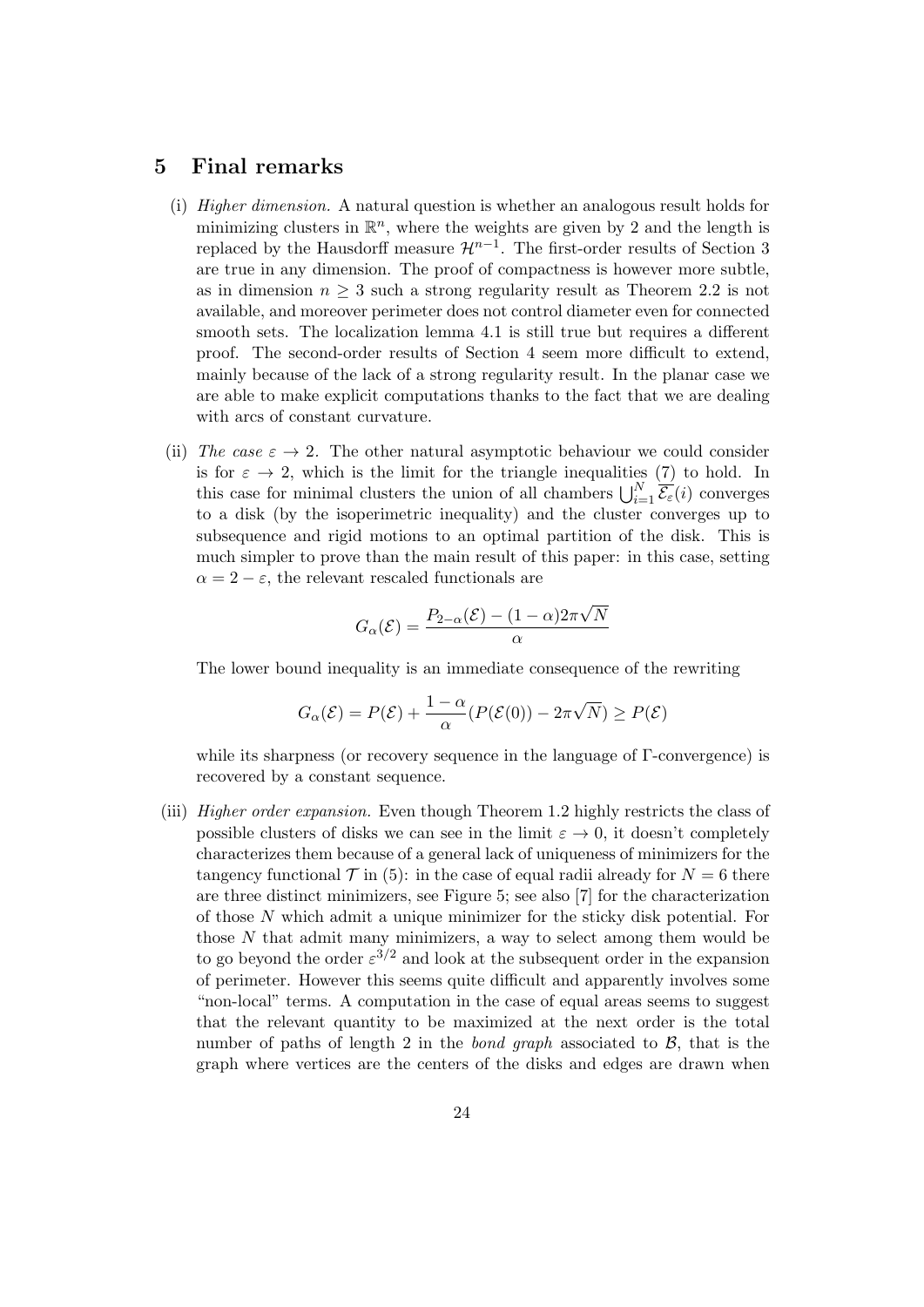## 5 Final remarks

(i) *Higher dimension.* A natural question is whether an analogous result holds for minimizing clusters in $\mathbb{R}^n$, where the weights are given by 2 and the length is replaced by the Hausdorff measure $\mathcal{H}^{n-1}$. The first-order results of Section 3 are true in any dimension. The proof of compactness is however more subtle, as in dimension $n \geq 3$ such a strong regularity result as Theorem 2.2 is not available, and moreover perimeter does not control diameter even for connected smooth sets. The localization lemma 4.1 is still true but requires a different proof. The second-order results of Section 4 seem more difficult to extend, mainly because of the lack of a strong regularity result. In the planar case we are able to make explicit computations thanks to the fact that we are dealing with arcs of constant curvature.

(ii) *The case $\varepsilon \to 2$.* The other natural asymptotic behaviour we could consider is for $\varepsilon \to 2$, which is the limit for the triangle inequalities (7) to hold. In this case for minimal clusters the union of all chambers $\bigcup_{i=1}^N \overline{\mathcal{E}_\varepsilon}(i)$ converges to a disk (by the isoperimetric inequality) and the cluster converges up to subsequence and rigid motions to an optimal partition of the disk. This is much simpler to prove than the main result of this paper: in this case, setting $\alpha = 2 - \varepsilon$, the relevant rescaled functionals are

$$G_\alpha(\mathcal{E}) = \frac{P_{2-\alpha}(\mathcal{E}) - (1-\alpha)2\pi\sqrt{N}}{\alpha}$$

The lower bound inequality is an immediate consequence of the rewriting

$$G_\alpha(\mathcal{E}) = P(\mathcal{E}) + \frac{1-\alpha}{\alpha}(P(\mathcal{E}(0)) - 2\pi\sqrt{N}) \geq P(\mathcal{E})$$

while its sharpness (or recovery sequence in the language of Γ-convergence) is recovered by a constant sequence.

(iii) *Higher order expansion.* Even though Theorem 1.2 highly restricts the class of possible clusters of disks we can see in the limit $\varepsilon \to 0$, it doesn't completely characterizes them because of a general lack of uniqueness of minimizers for the tangency functional $\mathcal{T}$ in (5): in the case of equal radii already for $N = 6$ there are three distinct minimizers, see Figure 5; see also [7] for the characterization of those $N$ which admit a unique minimizer for the sticky disk potential. For those $N$ that admit many minimizers, a way to select among them would be to go beyond the order $\varepsilon^{3/2}$ and look at the subsequent order in the expansion of perimeter. However this seems quite difficult and apparently involves some "non-local" terms. A computation in the case of equal areas seems to suggest that the relevant quantity to be maximized at the next order is the total number of paths of length 2 in the *bond graph* associated to $\mathcal{B}$, that is the graph where vertices are the centers of the disks and edges are drawn when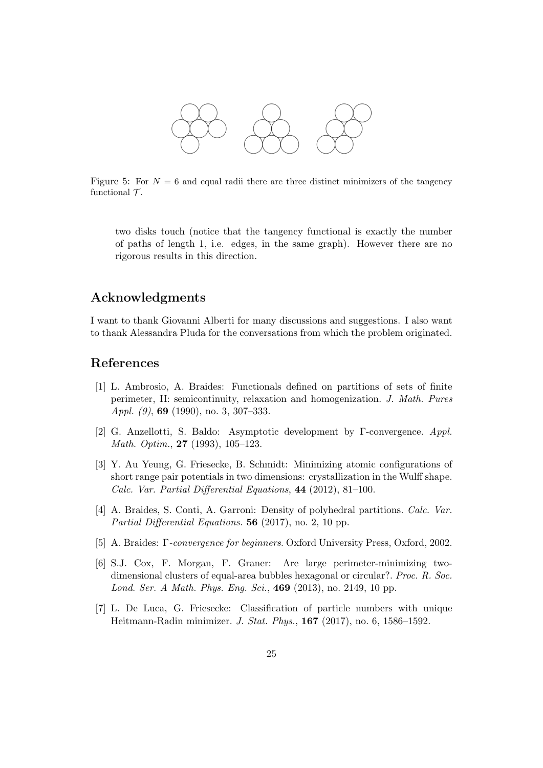Figure 5: For $N = 6$ and equal radii there are three distinct minimizers of the tangency functional $\mathcal{T}$.

two disks touch (notice that the tangency functional is exactly the number of paths of length 1, i.e. edges, in the same graph). However there are no rigorous results in this direction.

## Acknowledgments

I want to thank Giovanni Alberti for many discussions and suggestions. I also want to thank Alessandra Pluda for the conversations from which the problem originated.

## References

[1] L. Ambrosio, A. Braides: Functionals defined on partitions of sets of finite perimeter, II: semicontinuity, relaxation and homogenization. *J. Math. Pures Appl. (9)*, **69** (1990), no. 3, 307–333.

[2] G. Anzellotti, S. Baldo: Asymptotic development by Γ-convergence. *Appl. Math. Optim.*, **27** (1993), 105–123.

[3] Y. Au Yeung, G. Friesecke, B. Schmidt: Minimizing atomic configurations of short range pair potentials in two dimensions: crystallization in the Wulff shape. *Calc. Var. Partial Differential Equations*, **44** (2012), 81–100.

[4] A. Braides, S. Conti, A. Garroni: Density of polyhedral partitions. *Calc. Var. Partial Differential Equations.* **56** (2017), no. 2, 10 pp.

[5] A. Braides: *Γ-convergence for beginners.* Oxford University Press, Oxford, 2002.

[6] S.J. Cox, F. Morgan, F. Graner: Are large perimeter-minimizing two-dimensional clusters of equal-area bubbles hexagonal or circular?. *Proc. R. Soc. Lond. Ser. A Math. Phys. Eng. Sci.*, **469** (2013), no. 2149, 10 pp.

[7] L. De Luca, G. Friesecke: Classification of particle numbers with unique Heitmann-Radin minimizer. *J. Stat. Phys.*, **167** (2017), no. 6, 1586–1592.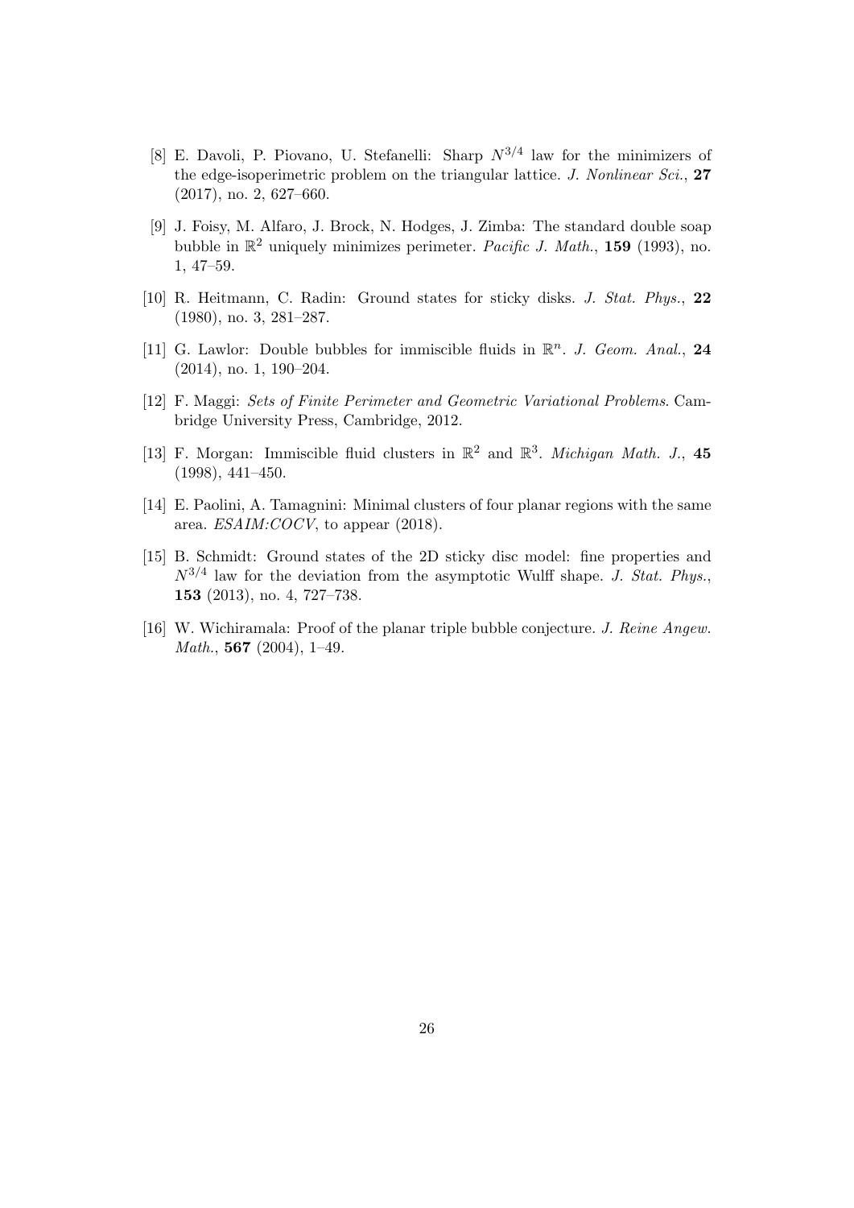[8] E. Davoli, P. Piovano, U. Stefanelli: Sharp $N^{3/4}$ law for the minimizers of the edge-isoperimetric problem on the triangular lattice. *J. Nonlinear Sci.*, **27** (2017), no. 2, 627–660.

[9] J. Foisy, M. Alfaro, J. Brock, N. Hodges, J. Zimba: The standard double soap bubble in $\mathbb{R}^2$ uniquely minimizes perimeter. *Pacific J. Math.*, **159** (1993), no. 1, 47–59.

[10] R. Heitmann, C. Radin: Ground states for sticky disks. *J. Stat. Phys.*, **22** (1980), no. 3, 281–287.

[11] G. Lawlor: Double bubbles for immiscible fluids in $\mathbb{R}^n$. *J. Geom. Anal.*, **24** (2014), no. 1, 190–204.

[12] F. Maggi: *Sets of Finite Perimeter and Geometric Variational Problems*. Cambridge University Press, Cambridge, 2012.

[13] F. Morgan: Immiscible fluid clusters in $\mathbb{R}^2$ and $\mathbb{R}^3$. *Michigan Math. J.*, **45** (1998), 441–450.

[14] E. Paolini, A. Tamagnini: Minimal clusters of four planar regions with the same area. *ESAIM:COCV*, to appear (2018).

[15] B. Schmidt: Ground states of the 2D sticky disc model: fine properties and $N^{3/4}$ law for the deviation from the asymptotic Wulff shape. *J. Stat. Phys.*, **153** (2013), no. 4, 727–738.

[16] W. Wichiramala: Proof of the planar triple bubble conjecture. *J. Reine Angew. Math.*, **567** (2004), 1–49.